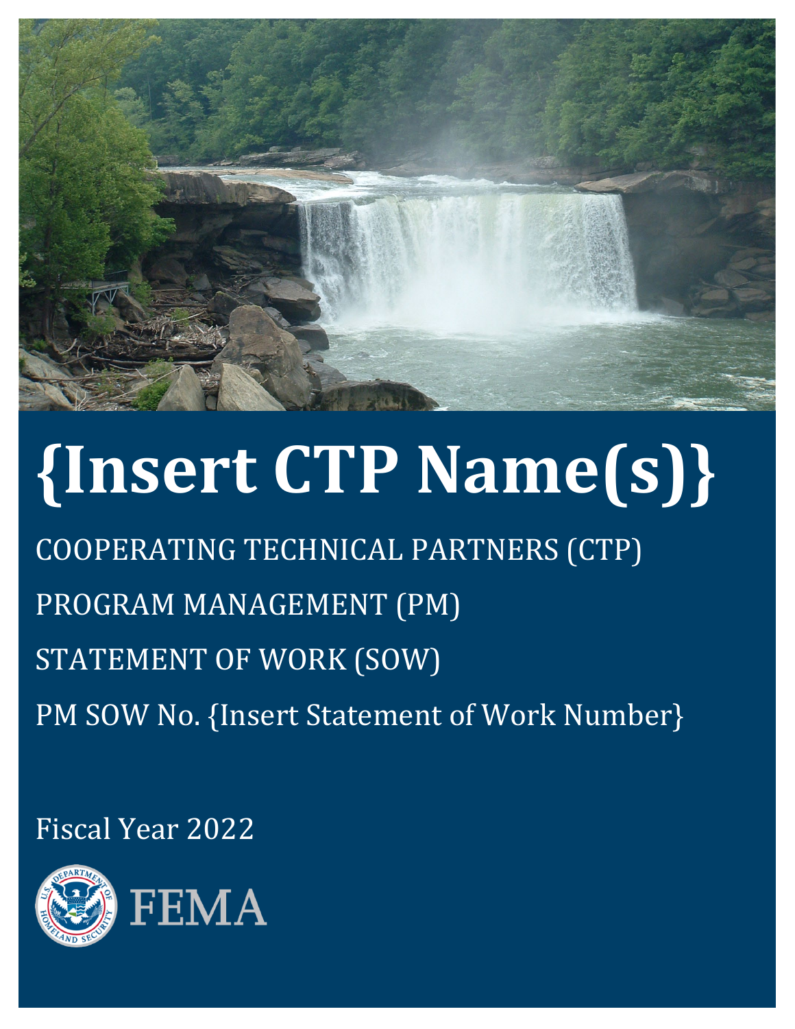# {Insert CTP Name(s)}

COOPERATING TECHNICAL PARTNERS (CTP)

PROGRAM MANAGEMENT (PM)

STATEMENT OF WORK (SOW)

PM SOW No. {Insert Statement of Work Number}

Fiscal Year 2022

FEMA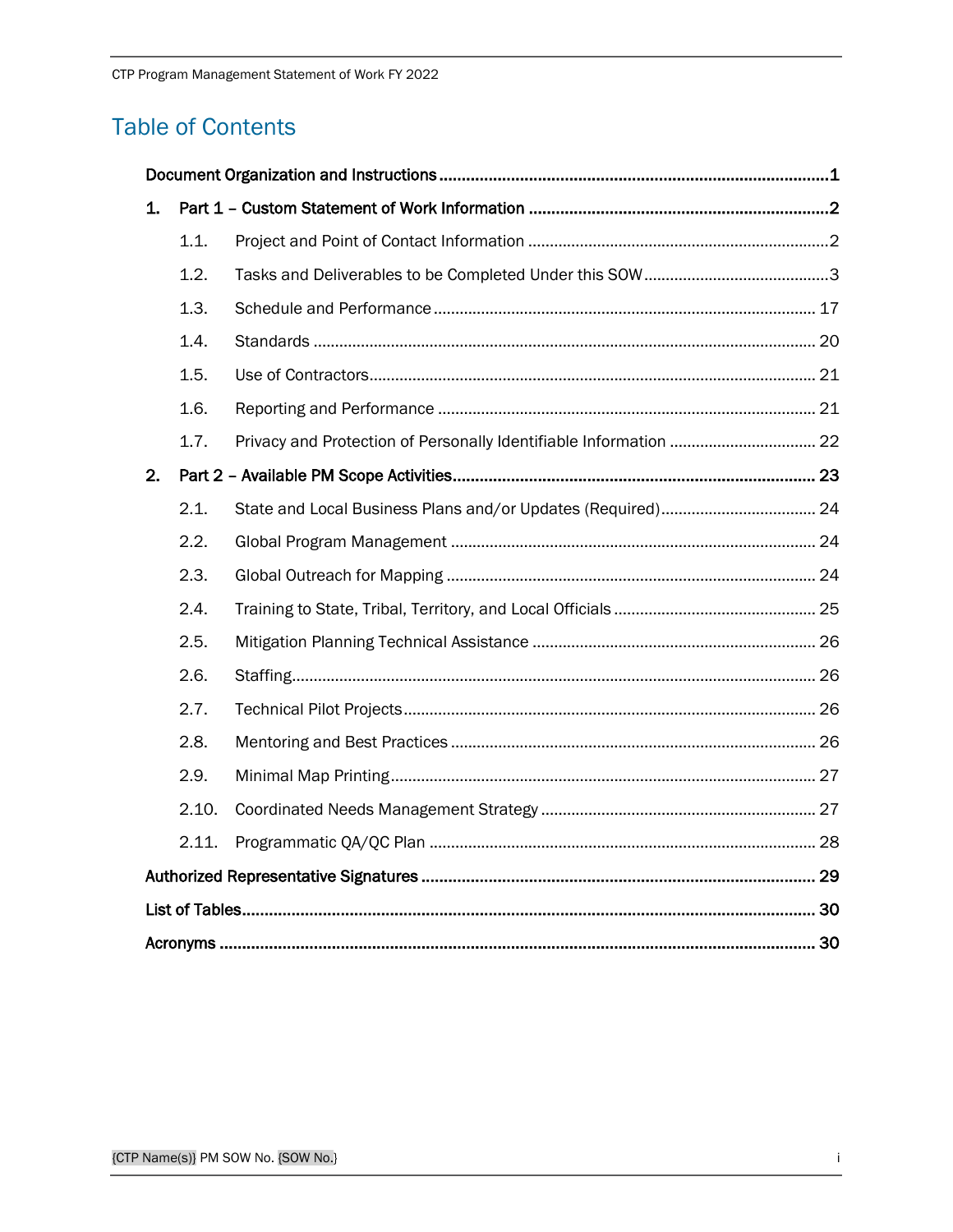# Table of Contents

**Document Organization and Instructions** ....................................................................................... **1**

**1. Part 1 – Custom Statement of Work Information** .................................................................. **2**

- 1.1. Project and Point of Contact Information ..................................................................... 2
- 1.2. Tasks and Deliverables to be Completed Under this SOW ........................................... 3
- 1.3. Schedule and Performance ....................................................................................... 17
- 1.4. Standards ................................................................................................................... 20
- 1.5. Use of Contractors....................................................................................................... 21
- 1.6. Reporting and Performance ....................................................................................... 21
- 1.7. Privacy and Protection of Personally Identifiable Information .................................. 22

**2. Part 2 – Available PM Scope Activities** ................................................................................. **23**

- 2.1. State and Local Business Plans and/or Updates (Required).................................... 24
- 2.2. Global Program Management .................................................................................... 24
- 2.3. Global Outreach for Mapping ..................................................................................... 24
- 2.4. Training to State, Tribal, Territory, and Local Officials ............................................... 25
- 2.5. Mitigation Planning Technical Assistance ................................................................. 26
- 2.6. Staffing........................................................................................................................ 26
- 2.7. Technical Pilot Projects............................................................................................... 26
- 2.8. Mentoring and Best Practices .................................................................................... 26
- 2.9. Minimal Map Printing.................................................................................................. 27
- 2.10. Coordinated Needs Management Strategy ................................................................ 27
- 2.11. Programmatic QA/QC Plan ......................................................................................... 28

**Authorized Representative Signatures** ........................................................................................ **29**

**List of Tables**................................................................................................................................ **30**

**Acronyms** ...................................................................................................................................... **30**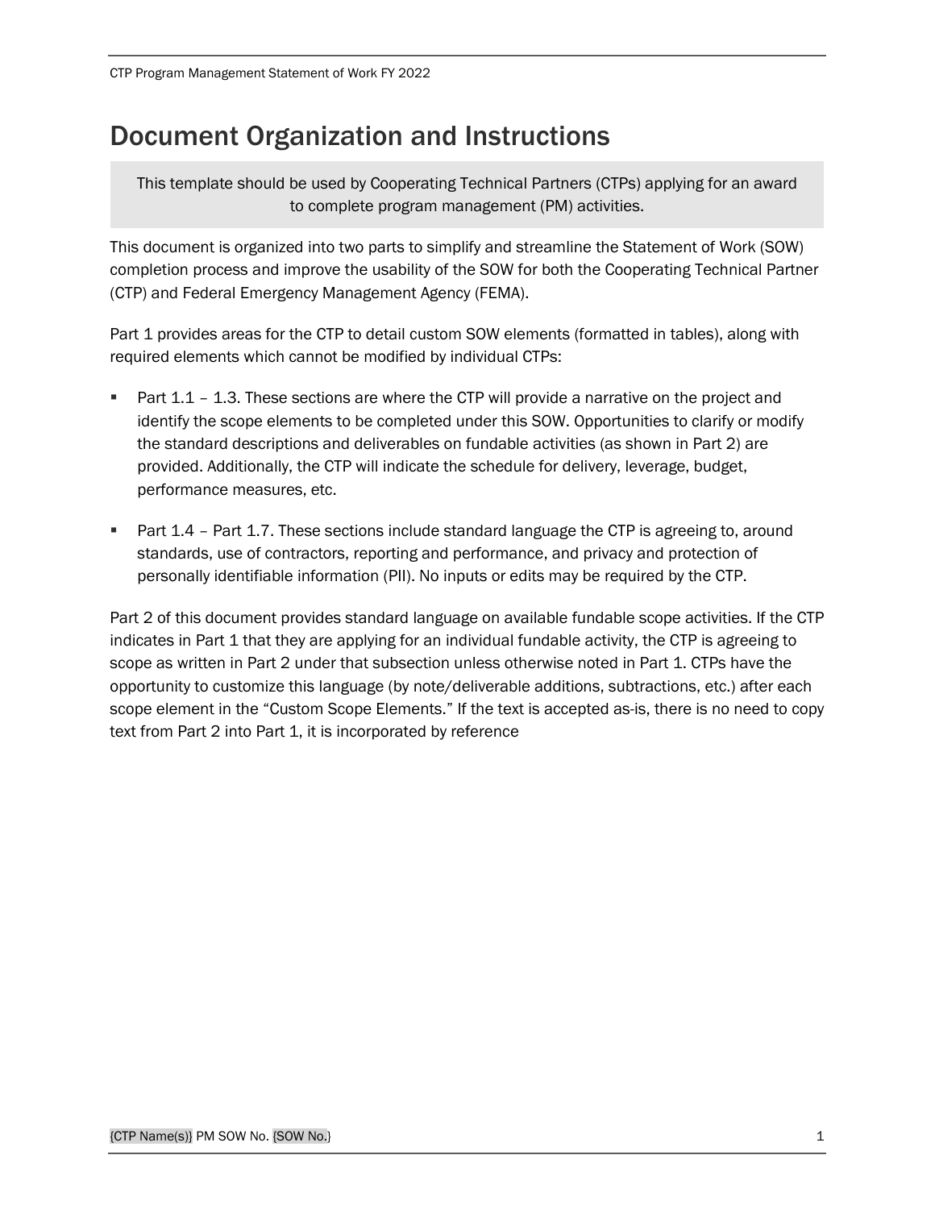# Document Organization and Instructions

> This template should be used by Cooperating Technical Partners (CTPs) applying for an award to complete program management (PM) activities.

This document is organized into two parts to simplify and streamline the Statement of Work (SOW) completion process and improve the usability of the SOW for both the Cooperating Technical Partner (CTP) and Federal Emergency Management Agency (FEMA).

Part 1 provides areas for the CTP to detail custom SOW elements (formatted in tables), along with required elements which cannot be modified by individual CTPs:

- Part 1.1 – 1.3. These sections are where the CTP will provide a narrative on the project and identify the scope elements to be completed under this SOW. Opportunities to clarify or modify the standard descriptions and deliverables on fundable activities (as shown in Part 2) are provided. Additionally, the CTP will indicate the schedule for delivery, leverage, budget, performance measures, etc.
- Part 1.4 – Part 1.7. These sections include standard language the CTP is agreeing to, around standards, use of contractors, reporting and performance, and privacy and protection of personally identifiable information (PII). No inputs or edits may be required by the CTP.

Part 2 of this document provides standard language on available fundable scope activities. If the CTP indicates in Part 1 that they are applying for an individual fundable activity, the CTP is agreeing to scope as written in Part 2 under that subsection unless otherwise noted in Part 1. CTPs have the opportunity to customize this language (by note/deliverable additions, subtractions, etc.) after each scope element in the "Custom Scope Elements." If the text is accepted as-is, there is no need to copy text from Part 2 into Part 1, it is incorporated by reference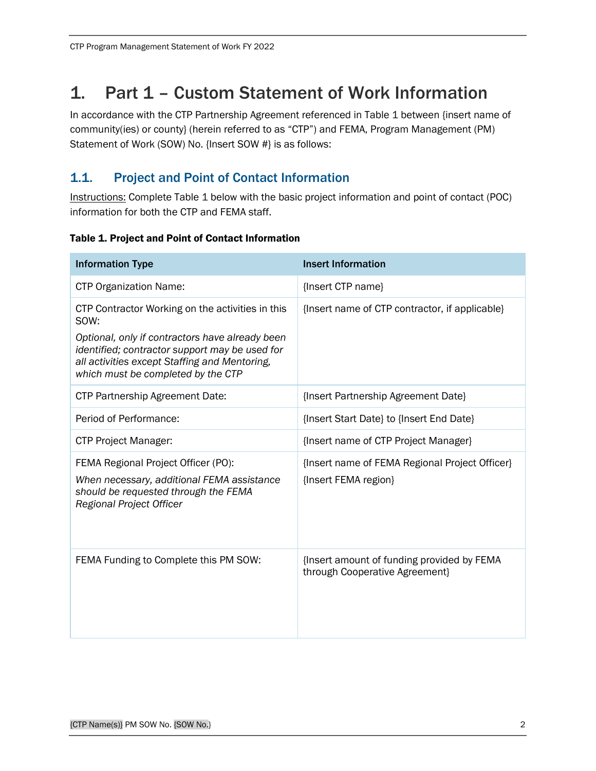# 1. Part 1 – Custom Statement of Work Information

In accordance with the CTP Partnership Agreement referenced in Table 1 between {insert name of community(ies) or county} (herein referred to as "CTP") and FEMA, Program Management (PM) Statement of Work (SOW) No. {Insert SOW #} is as follows:

## 1.1. Project and Point of Contact Information

Instructions: Complete Table 1 below with the basic project information and point of contact (POC) information for both the CTP and FEMA staff.

**Table 1. Project and Point of Contact Information**

| Information Type | Insert Information |
| --- | --- |
| CTP Organization Name: | {Insert CTP name} |
| CTP Contractor Working on the activities in this SOW: *Optional, only if contractors have already been identified; contractor support may be used for all activities except Staffing and Mentoring, which must be completed by the CTP* | {Insert name of CTP contractor, if applicable} |
| CTP Partnership Agreement Date: | {Insert Partnership Agreement Date} |
| Period of Performance: | {Insert Start Date} to {Insert End Date} |
| CTP Project Manager: | {Insert name of CTP Project Manager} |
| FEMA Regional Project Officer (PO): *When necessary, additional FEMA assistance should be requested through the FEMA Regional Project Officer* | {Insert name of FEMA Regional Project Officer} {Insert FEMA region} |
| FEMA Funding to Complete this PM SOW: | {Insert amount of funding provided by FEMA through Cooperative Agreement} |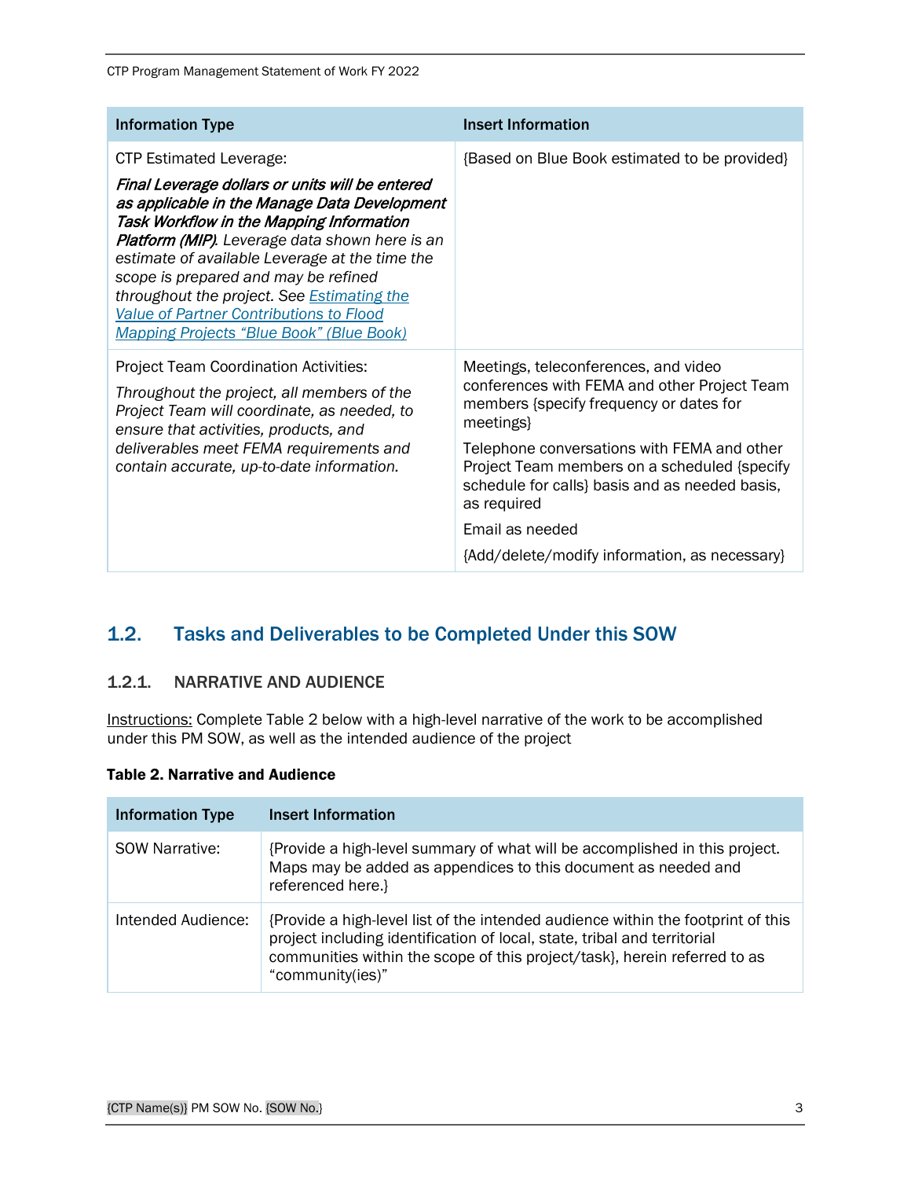| Information Type | Insert Information |
|---|---|
| CTP Estimated Leverage: ***Final Leverage dollars or units will be entered as applicable in the Manage Data Development Task Workflow in the Mapping Information Platform (MIP)****. Leverage data shown here is an estimate of available Leverage at the time the scope is prepared and may be refined throughout the project. See [Estimating the Value of Partner Contributions to Flood Mapping Projects "Blue Book" (Blue Book)]()* | {Based on Blue Book estimated to be provided} |
| Project Team Coordination Activities: *Throughout the project, all members of the Project Team will coordinate, as needed, to ensure that activities, products, and deliverables meet FEMA requirements and contain accurate, up-to-date information.* | Meetings, teleconferences, and video conferences with FEMA and other Project Team members {specify frequency or dates for meetings}<br><br>Telephone conversations with FEMA and other Project Team members on a scheduled {specify schedule for calls} basis and as needed basis, as required<br><br>Email as needed<br><br>{Add/delete/modify information, as necessary} |

## 1.2. Tasks and Deliverables to be Completed Under this SOW

### 1.2.1. NARRATIVE AND AUDIENCE

Instructions: Complete Table 2 below with a high-level narrative of the work to be accomplished under this PM SOW, as well as the intended audience of the project

**Table 2. Narrative and Audience**

| Information Type | Insert Information |
|---|---|
| SOW Narrative: | {Provide a high-level summary of what will be accomplished in this project. Maps may be added as appendices to this document as needed and referenced here.} |
| Intended Audience: | {Provide a high-level list of the intended audience within the footprint of this project including identification of local, state, tribal and territorial communities within the scope of this project/task}, herein referred to as "community(ies)" |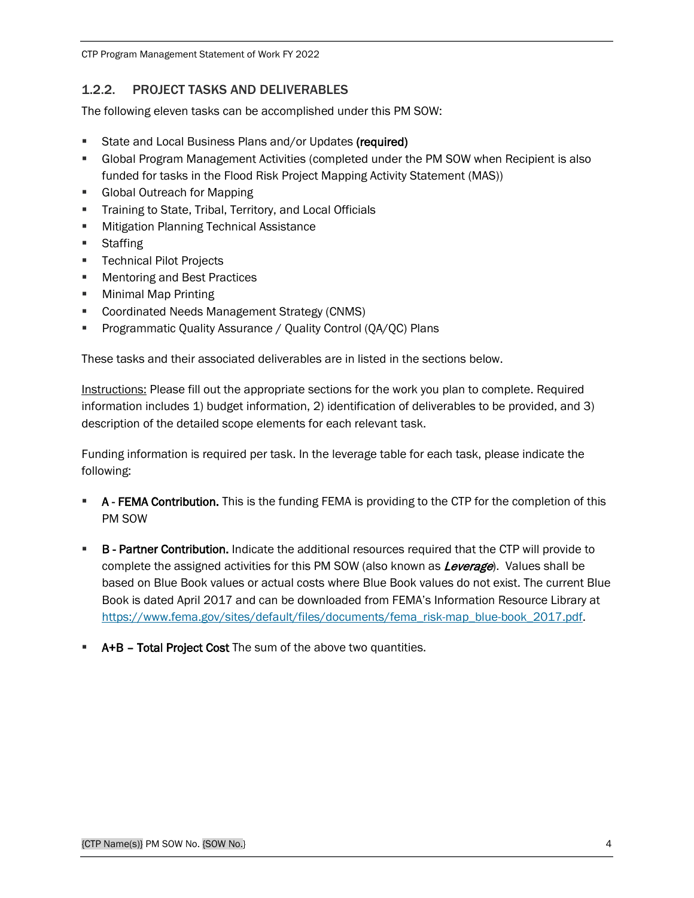### 1.2.2. PROJECT TASKS AND DELIVERABLES

The following eleven tasks can be accomplished under this PM SOW:

- State and Local Business Plans and/or Updates **(required)**
- Global Program Management Activities (completed under the PM SOW when Recipient is also funded for tasks in the Flood Risk Project Mapping Activity Statement (MAS))
- Global Outreach for Mapping
- Training to State, Tribal, Territory, and Local Officials
- Mitigation Planning Technical Assistance
- Staffing
- Technical Pilot Projects
- Mentoring and Best Practices
- Minimal Map Printing
- Coordinated Needs Management Strategy (CNMS)
- Programmatic Quality Assurance / Quality Control (QA/QC) Plans

These tasks and their associated deliverables are in listed in the sections below.

Instructions: Please fill out the appropriate sections for the work you plan to complete. Required information includes 1) budget information, 2) identification of deliverables to be provided, and 3) description of the detailed scope elements for each relevant task.

Funding information is required per task. In the leverage table for each task, please indicate the following:

- **A - FEMA Contribution.** This is the funding FEMA is providing to the CTP for the completion of this PM SOW
- **B - Partner Contribution.** Indicate the additional resources required that the CTP will provide to complete the assigned activities for this PM SOW (also known as ***Leverage***). Values shall be based on Blue Book values or actual costs where Blue Book values do not exist. The current Blue Book is dated April 2017 and can be downloaded from FEMA's Information Resource Library at https://www.fema.gov/sites/default/files/documents/fema_risk-map_blue-book_2017.pdf.
- **A+B – Total Project Cost** The sum of the above two quantities.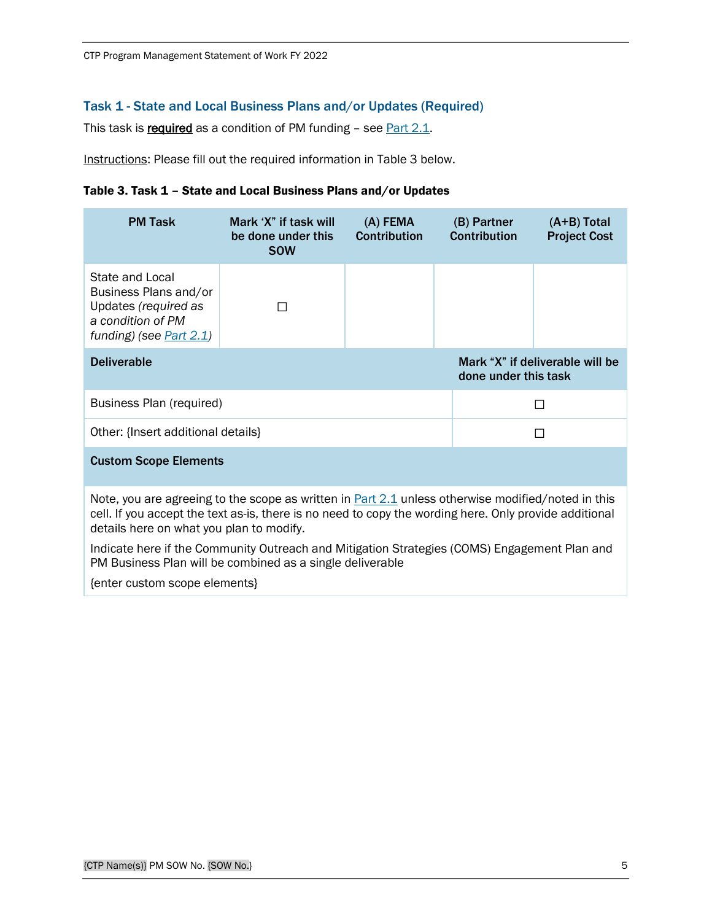### Task 1 - State and Local Business Plans and/or Updates (Required)

This task is **required** as a condition of PM funding – see Part 2.1.

Instructions: Please fill out the required information in Table 3 below.

**Table 3. Task 1 – State and Local Business Plans and/or Updates**

| PM Task | Mark 'X' if task will be done under this SOW | (A) FEMA Contribution | (B) Partner Contribution | (A+B) Total Project Cost |
|---|---|---|---|---|
| State and Local Business Plans and/or Updates *(required as a condition of PM funding) (see Part 2.1)* | ☐ | | | |
| **Deliverable** | | | **Mark "X" if deliverable will be done under this task** | |
| Business Plan (required) | | | ☐ | |
| Other: {Insert additional details} | | | ☐ | |
| **Custom Scope Elements** | | | | |
| Note, you are agreeing to the scope as written in Part 2.1 unless otherwise modified/noted in this cell. If you accept the text as-is, there is no need to copy the wording here. Only provide additional details here on what you plan to modify. Indicate here if the Community Outreach and Mitigation Strategies (COMS) Engagement Plan and PM Business Plan will be combined as a single deliverable {enter custom scope elements} | | | | |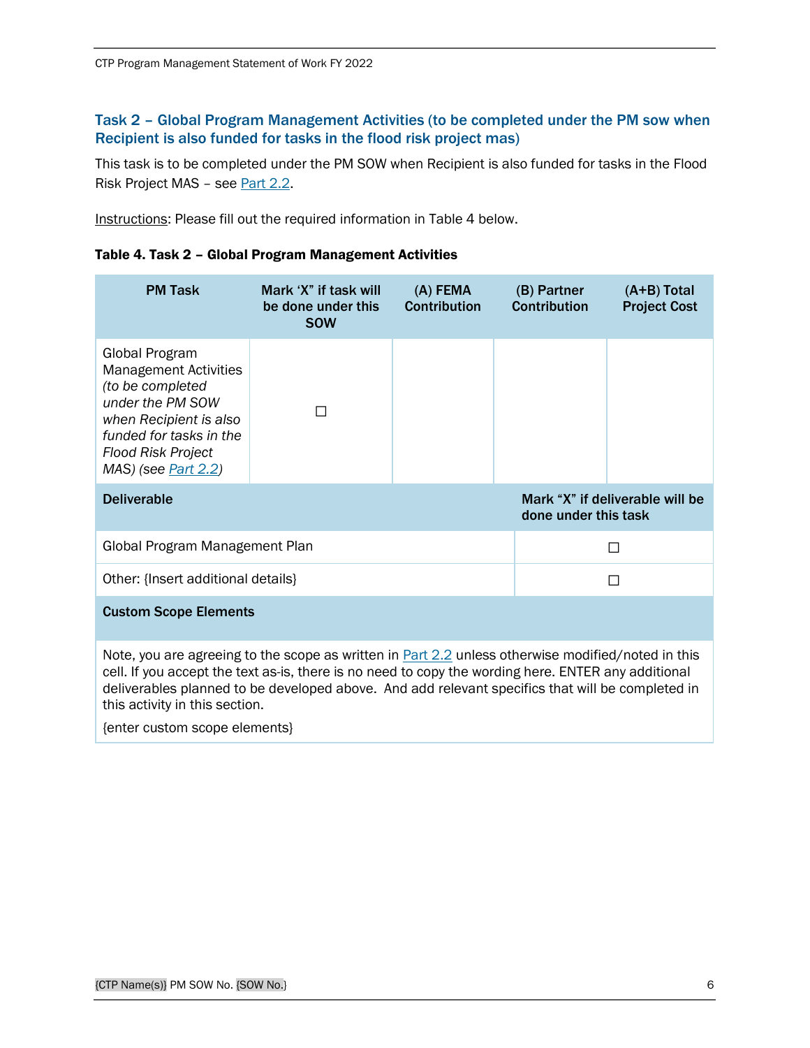## Task 2 – Global Program Management Activities (to be completed under the PM sow when Recipient is also funded for tasks in the flood risk project mas)

This task is to be completed under the PM SOW when Recipient is also funded for tasks in the Flood Risk Project MAS – see Part 2.2.

Instructions: Please fill out the required information in Table 4 below.

**Table 4. Task 2 – Global Program Management Activities**

| PM Task | Mark 'X' if task will be done under this SOW | (A) FEMA Contribution | (B) Partner Contribution | (A+B) Total Project Cost |
|---|---|---|---|---|
| Global Program Management Activities *(to be completed under the PM SOW when Recipient is also funded for tasks in the Flood Risk Project MAS) (see Part 2.2)* | ☐ | | | |
| **Deliverable** | | | **Mark "X" if deliverable will be done under this task** | |
| Global Program Management Plan | | | ☐ | |
| Other: {Insert additional details} | | | ☐ | |
| **Custom Scope Elements** | | | | |
| Note, you are agreeing to the scope as written in Part 2.2 unless otherwise modified/noted in this cell. If you accept the text as-is, there is no need to copy the wording here. ENTER any additional deliverables planned to be developed above. And add relevant specifics that will be completed in this activity in this section.<br>{enter custom scope elements} | | | | |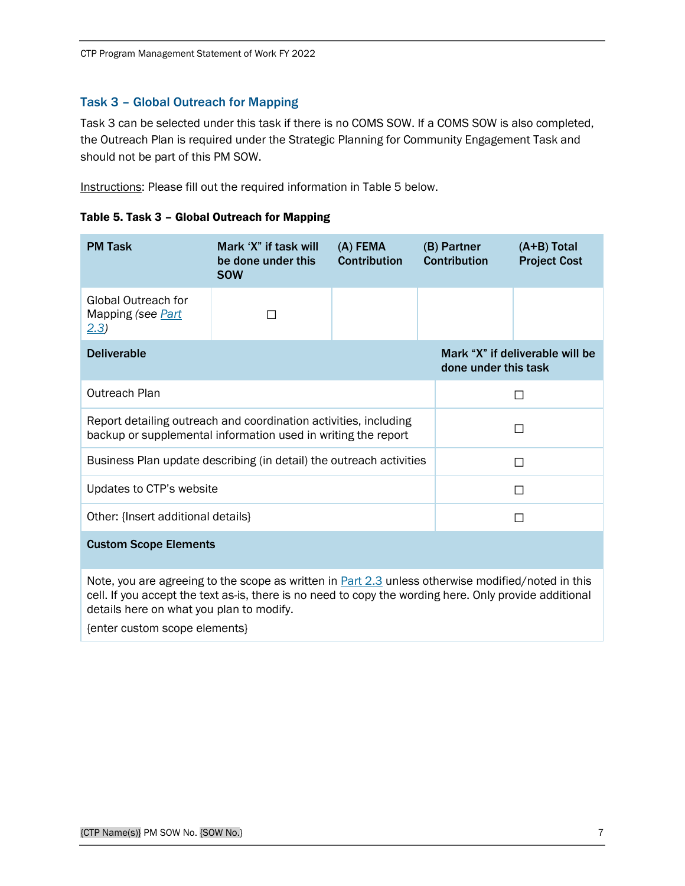### Task 3 – Global Outreach for Mapping

Task 3 can be selected under this task if there is no COMS SOW. If a COMS SOW is also completed, the Outreach Plan is required under the Strategic Planning for Community Engagement Task and should not be part of this PM SOW.

Instructions: Please fill out the required information in Table 5 below.

**Table 5. Task 3 – Global Outreach for Mapping**

| PM Task | Mark 'X" if task will be done under this SOW | (A) FEMA Contribution | (B) Partner Contribution | (A+B) Total Project Cost |
|---|---|---|---|---|
| Global Outreach for Mapping *(see Part 2.3)* | ☐ | | | |
| **Deliverable** | | | **Mark "X" if deliverable will be done under this task** | |
| Outreach Plan | | | ☐ | |
| Report detailing outreach and coordination activities, including backup or supplemental information used in writing the report | | | ☐ | |
| Business Plan update describing (in detail) the outreach activities | | | ☐ | |
| Updates to CTP's website | | | ☐ | |
| Other: {Insert additional details} | | | ☐ | |
| **Custom Scope Elements** | | | | |
| Note, you are agreeing to the scope as written in Part 2.3 unless otherwise modified/noted in this cell. If you accept the text as-is, there is no need to copy the wording here. Only provide additional details here on what you plan to modify. {enter custom scope elements} | | | | |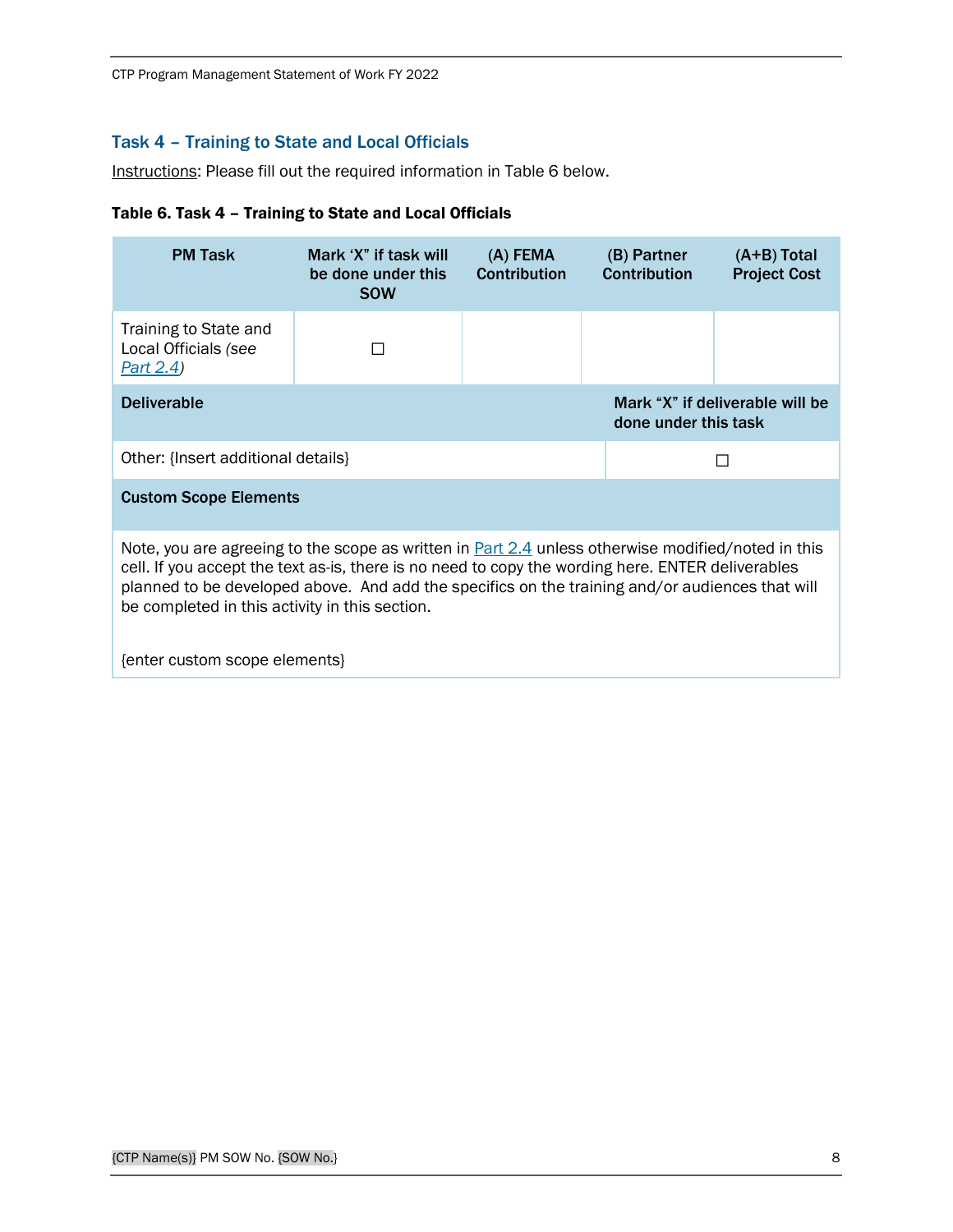### Task 4 – Training to State and Local Officials

Instructions: Please fill out the required information in Table 6 below.

**Table 6. Task 4 – Training to State and Local Officials**

| PM Task | Mark 'X" if task will be done under this SOW | (A) FEMA Contribution | (B) Partner Contribution | (A+B) Total Project Cost |
|---|---|---|---|---|
| Training to State and Local Officials *(see Part 2.4)* | ☐ | | | |

| Deliverable | Mark "X" if deliverable will be done under this task |
|---|---|
| Other: {Insert additional details} | ☐ |

| Custom Scope Elements |
|---|
| Note, you are agreeing to the scope as written in Part 2.4 unless otherwise modified/noted in this cell. If you accept the text as-is, there is no need to copy the wording here. ENTER deliverables planned to be developed above. And add the specifics on the training and/or audiences that will be completed in this activity in this section.<br><br>{enter custom scope elements} |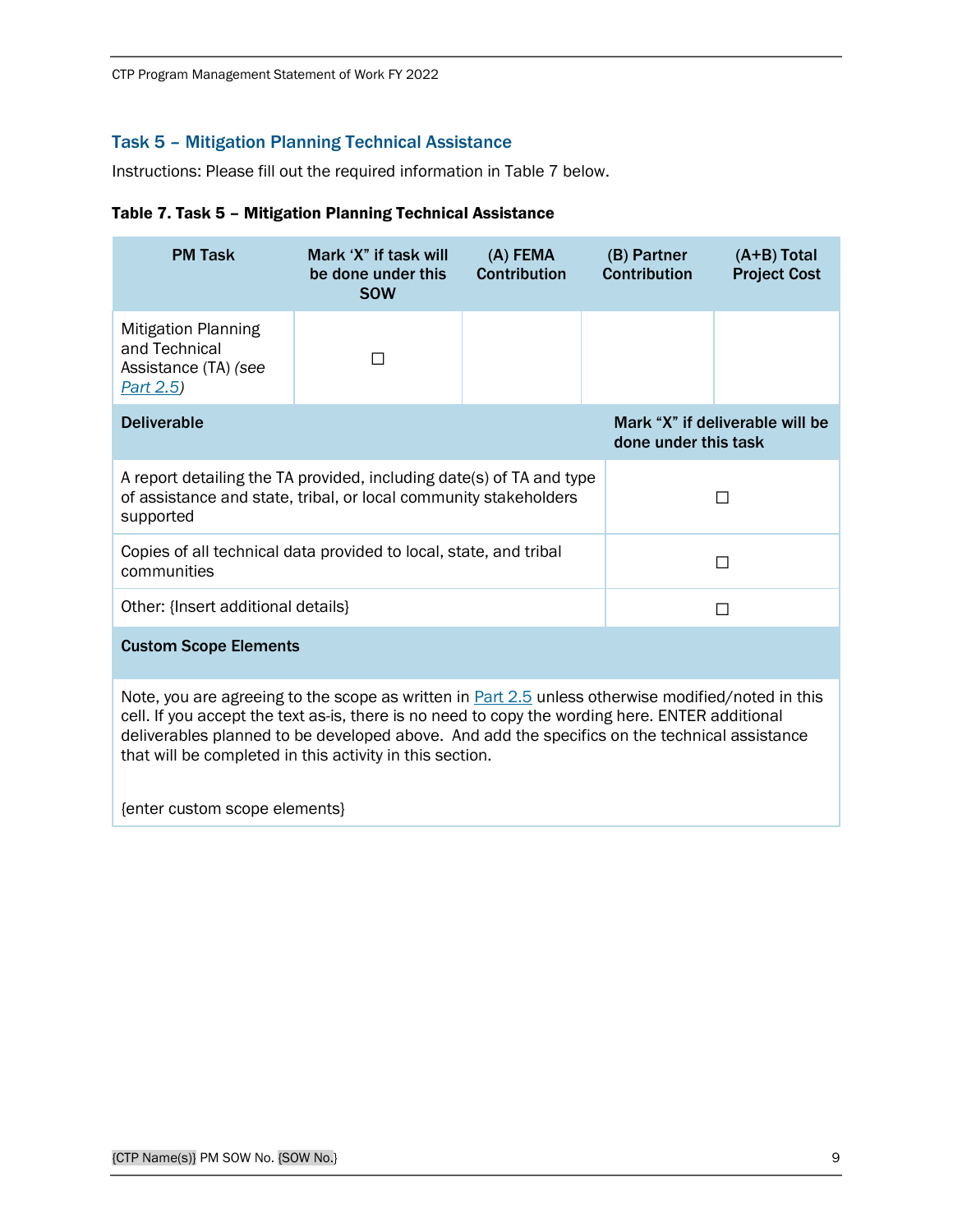## Task 5 – Mitigation Planning Technical Assistance

Instructions: Please fill out the required information in Table 7 below.

**Table 7. Task 5 – Mitigation Planning Technical Assistance**

| PM Task | Mark 'X" if task will be done under this SOW | (A) FEMA Contribution | (B) Partner Contribution | (A+B) Total Project Cost |
|---|---|---|---|---|
| Mitigation Planning and Technical Assistance (TA) *(see Part 2.5)* | ☐ | | | |

| Deliverable | Mark "X" if deliverable will be done under this task |
|---|---|
| A report detailing the TA provided, including date(s) of TA and type of assistance and state, tribal, or local community stakeholders supported | ☐ |
| Copies of all technical data provided to local, state, and tribal communities | ☐ |
| Other: {Insert additional details} | ☐ |

| Custom Scope Elements |
|---|
| Note, you are agreeing to the scope as written in Part 2.5 unless otherwise modified/noted in this cell. If you accept the text as-is, there is no need to copy the wording here. ENTER additional deliverables planned to be developed above. And add the specifics on the technical assistance that will be completed in this activity in this section.<br><br>{enter custom scope elements} |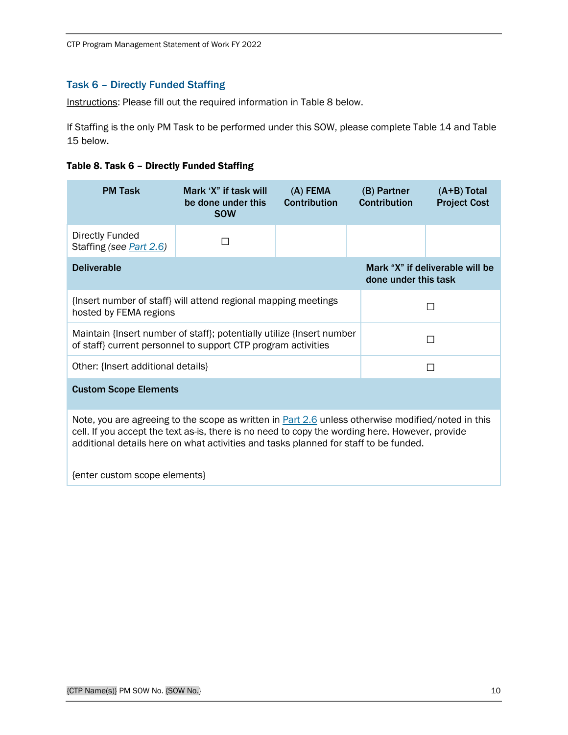### Task 6 – Directly Funded Staffing

Instructions: Please fill out the required information in Table 8 below.

If Staffing is the only PM Task to be performed under this SOW, please complete Table 14 and Table 15 below.

**Table 8. Task 6 – Directly Funded Staffing**

| PM Task | Mark 'X' if task will be done under this SOW | (A) FEMA Contribution | (B) Partner Contribution | (A+B) Total Project Cost |
|---|---|---|---|---|
| Directly Funded Staffing *(see Part 2.6)* | ☐ | | | |
| **Deliverable** | | | **Mark "X" if deliverable will be done under this task** | |
| {Insert number of staff} will attend regional mapping meetings hosted by FEMA regions | | | ☐ | |
| Maintain {Insert number of staff}; potentially utilize {Insert number of staff} current personnel to support CTP program activities | | | ☐ | |
| Other: {Insert additional details} | | | ☐ | |
| **Custom Scope Elements** | | | | |
| Note, you are agreeing to the scope as written in Part 2.6 unless otherwise modified/noted in this cell. If you accept the text as-is, there is no need to copy the wording here. However, provide additional details here on what activities and tasks planned for staff to be funded. {enter custom scope elements} | | | | |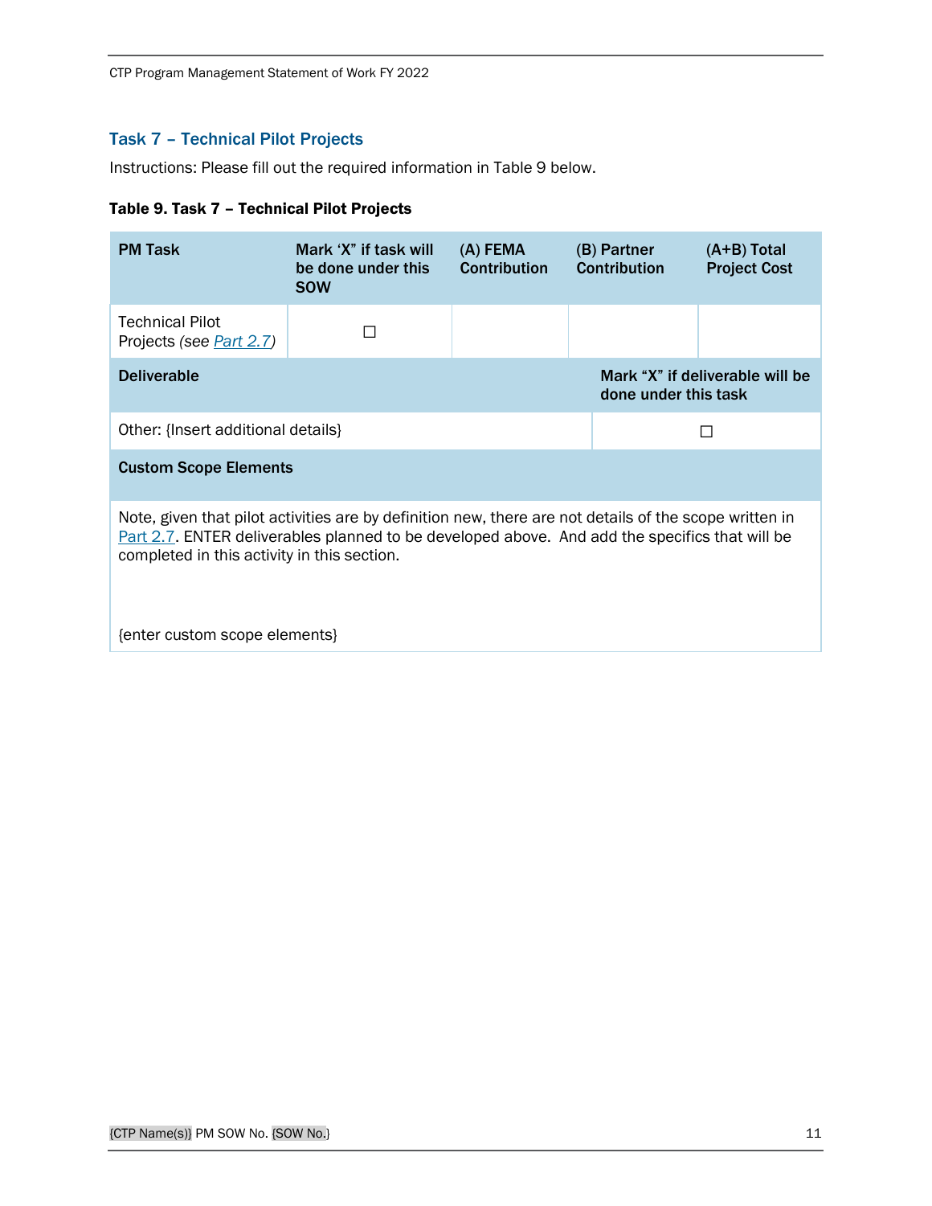### Task 7 – Technical Pilot Projects

Instructions: Please fill out the required information in Table 9 below.

**Table 9. Task 7 – Technical Pilot Projects**

| PM Task | Mark 'X" if task will be done under this SOW | (A) FEMA Contribution | (B) Partner Contribution | (A+B) Total Project Cost |
|---|---|---|---|---|
| Technical Pilot Projects *(see Part 2.7)* | ☐ | | | |
| **Deliverable** | | | **Mark "X" if deliverable will be done under this task** | |
| Other: {Insert additional details} | | | ☐ | |
| **Custom Scope Elements** | | | | |
| Note, given that pilot activities are by definition new, there are not details of the scope written in Part 2.7. ENTER deliverables planned to be developed above. And add the specifics that will be completed in this activity in this section.<br><br>{enter custom scope elements} | | | | |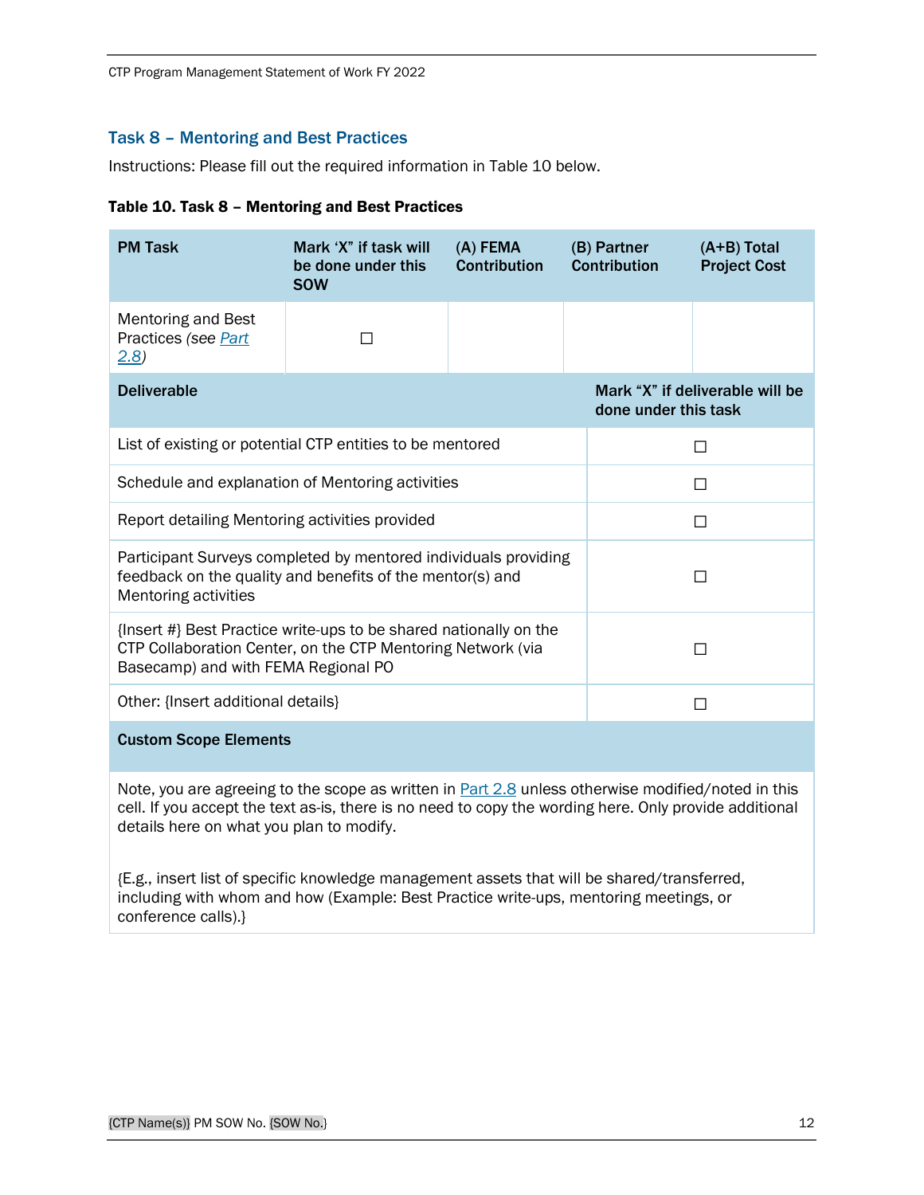## Task 8 – Mentoring and Best Practices

Instructions: Please fill out the required information in Table 10 below.

**Table 10. Task 8 – Mentoring and Best Practices**

| PM Task | Mark 'X" if task will be done under this SOW | (A) FEMA Contribution | (B) Partner Contribution | (A+B) Total Project Cost |
|---|---|---|---|---|
| Mentoring and Best Practices *(see Part 2.8)* | ☐ | | | |

| Deliverable | Mark "X" if deliverable will be done under this task |
|---|---|
| List of existing or potential CTP entities to be mentored | ☐ |
| Schedule and explanation of Mentoring activities | ☐ |
| Report detailing Mentoring activities provided | ☐ |
| Participant Surveys completed by mentored individuals providing feedback on the quality and benefits of the mentor(s) and Mentoring activities | ☐ |
| {Insert #} Best Practice write-ups to be shared nationally on the CTP Collaboration Center, on the CTP Mentoring Network (via Basecamp) and with FEMA Regional PO | ☐ |
| Other: {Insert additional details} | ☐ |

| Custom Scope Elements |
|---|
| Note, you are agreeing to the scope as written in Part 2.8 unless otherwise modified/noted in this cell. If you accept the text as-is, there is no need to copy the wording here. Only provide additional details here on what you plan to modify. <br><br> {E.g., insert list of specific knowledge management assets that will be shared/transferred, including with whom and how (Example: Best Practice write-ups, mentoring meetings, or conference calls).} |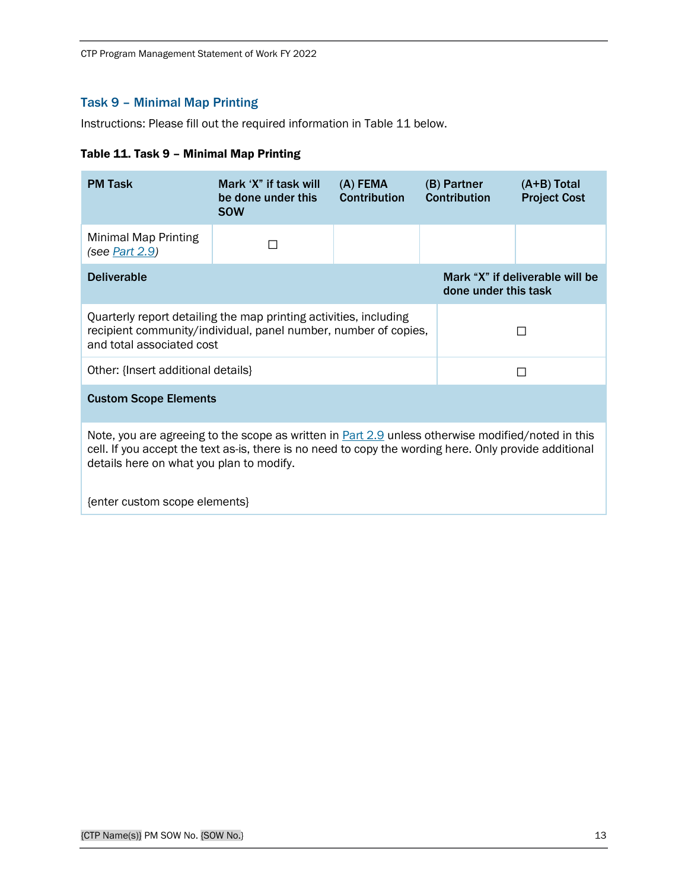## Task 9 – Minimal Map Printing

Instructions: Please fill out the required information in Table 11 below.

**Table 11. Task 9 – Minimal Map Printing**

| PM Task | Mark 'X" if task will be done under this SOW | (A) FEMA Contribution | (B) Partner Contribution | (A+B) Total Project Cost |
|---|---|---|---|---|
| Minimal Map Printing *(see Part 2.9)* | ☐ | | | |

| Deliverable | Mark "X" if deliverable will be done under this task |
|---|---|
| Quarterly report detailing the map printing activities, including recipient community/individual, panel number, number of copies, and total associated cost | ☐ |
| Other: {Insert additional details} | ☐ |

| Custom Scope Elements |
|---|
| Note, you are agreeing to the scope as written in Part 2.9 unless otherwise modified/noted in this cell. If you accept the text as-is, there is no need to copy the wording here. Only provide additional details here on what you plan to modify. <br><br> {enter custom scope elements} |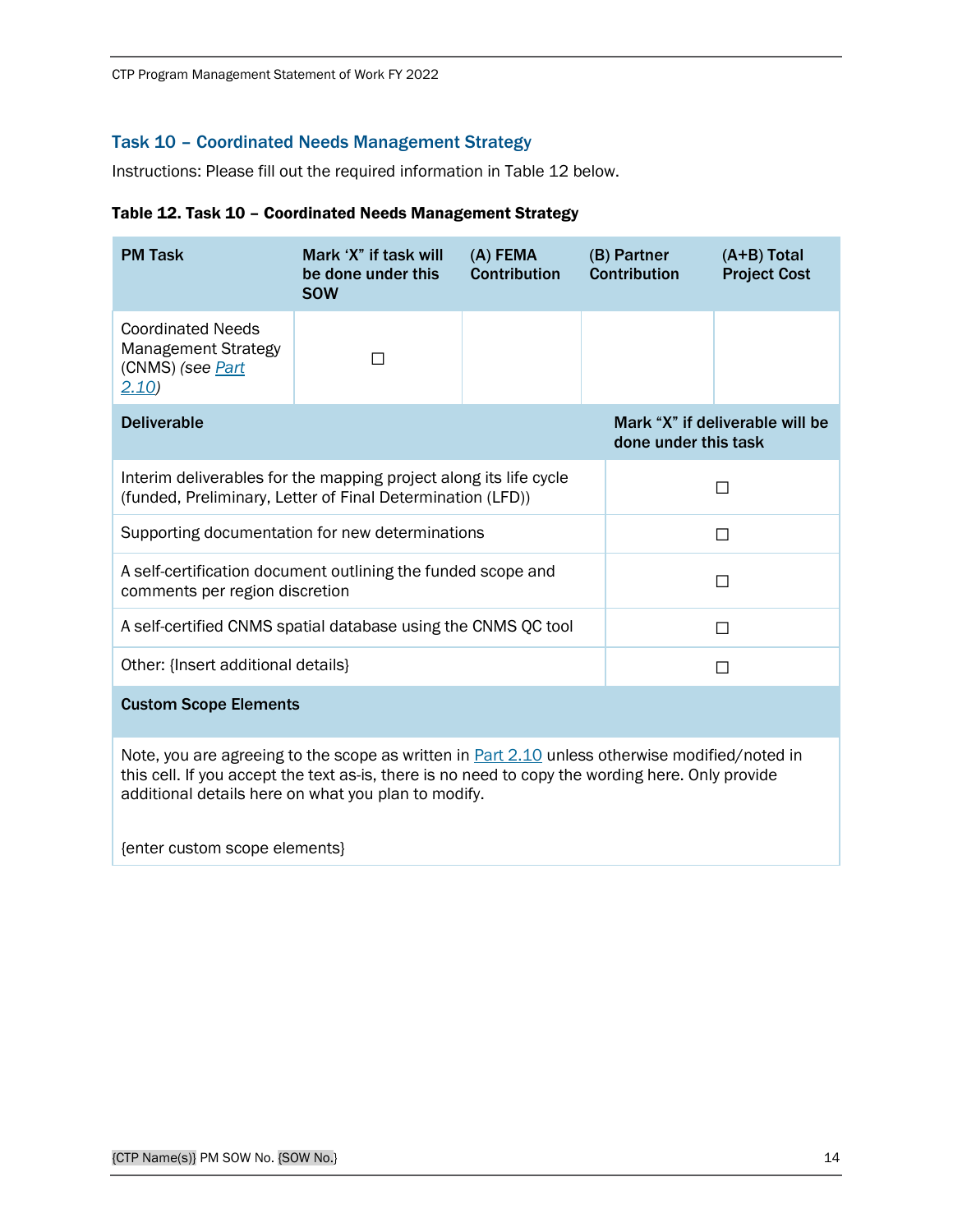## Task 10 – Coordinated Needs Management Strategy

Instructions: Please fill out the required information in Table 12 below.

**Table 12. Task 10 – Coordinated Needs Management Strategy**

| PM Task | Mark 'X' if task will be done under this SOW | (A) FEMA Contribution | (B) Partner Contribution | (A+B) Total Project Cost |
|---|---|---|---|---|
| Coordinated Needs Management Strategy (CNMS) *(see Part 2.10)* | ☐ | | | |

| Deliverable | Mark "X" if deliverable will be done under this task |
|---|---|
| Interim deliverables for the mapping project along its life cycle (funded, Preliminary, Letter of Final Determination (LFD)) | ☐ |
| Supporting documentation for new determinations | ☐ |
| A self-certification document outlining the funded scope and comments per region discretion | ☐ |
| A self-certified CNMS spatial database using the CNMS QC tool | ☐ |
| Other: {Insert additional details} | ☐ |

| Custom Scope Elements |
|---|
| Note, you are agreeing to the scope as written in Part 2.10 unless otherwise modified/noted in this cell. If you accept the text as-is, there is no need to copy the wording here. Only provide additional details here on what you plan to modify.<br><br>{enter custom scope elements} |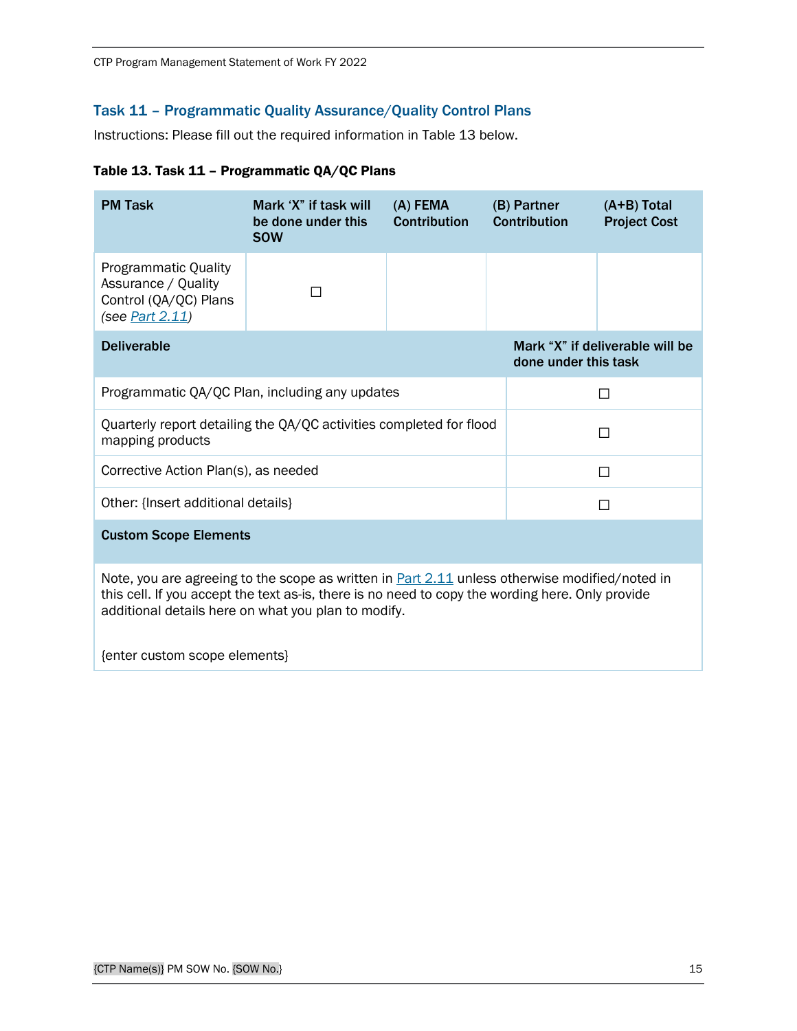## Task 11 – Programmatic Quality Assurance/Quality Control Plans

Instructions: Please fill out the required information in Table 13 below.

**Table 13. Task 11 – Programmatic QA/QC Plans**

| PM Task | Mark 'X' if task will be done under this SOW | (A) FEMA Contribution | (B) Partner Contribution | (A+B) Total Project Cost |
|---|---|---|---|---|
| Programmatic Quality Assurance / Quality Control (QA/QC) Plans *(see Part 2.11)* | ☐ | | | |

| Deliverable | Mark "X" if deliverable will be done under this task |
|---|---|
| Programmatic QA/QC Plan, including any updates | ☐ |
| Quarterly report detailing the QA/QC activities completed for flood mapping products | ☐ |
| Corrective Action Plan(s), as needed | ☐ |
| Other: {Insert additional details} | ☐ |

| Custom Scope Elements |
|---|
| Note, you are agreeing to the scope as written in Part 2.11 unless otherwise modified/noted in this cell. If you accept the text as-is, there is no need to copy the wording here. Only provide additional details here on what you plan to modify.<br><br>{enter custom scope elements} |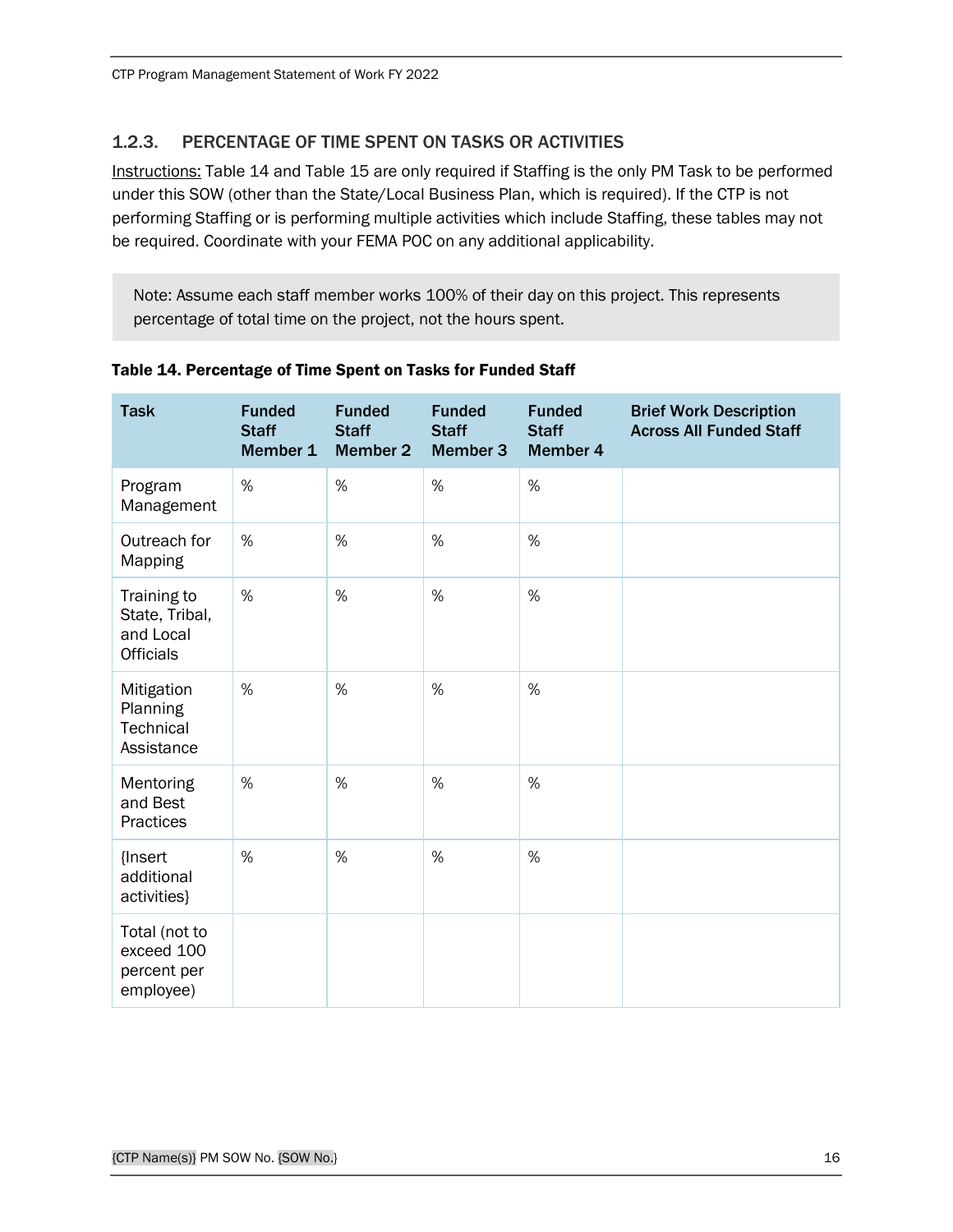### 1.2.3. PERCENTAGE OF TIME SPENT ON TASKS OR ACTIVITIES

Instructions: Table 14 and Table 15 are only required if Staffing is the only PM Task to be performed under this SOW (other than the State/Local Business Plan, which is required). If the CTP is not performing Staffing or is performing multiple activities which include Staffing, these tables may not be required. Coordinate with your FEMA POC on any additional applicability.

> Note: Assume each staff member works 100% of their day on this project. This represents percentage of total time on the project, not the hours spent.

**Table 14. Percentage of Time Spent on Tasks for Funded Staff**

| Task | Funded Staff Member 1 | Funded Staff Member 2 | Funded Staff Member 3 | Funded Staff Member 4 | Brief Work Description Across All Funded Staff |
|---|---|---|---|---|---|
| Program Management | % | % | % | % | |
| Outreach for Mapping | % | % | % | % | |
| Training to State, Tribal, and Local Officials | % | % | % | % | |
| Mitigation Planning Technical Assistance | % | % | % | % | |
| Mentoring and Best Practices | % | % | % | % | |
| {Insert additional activities} | % | % | % | % | |
| Total (not to exceed 100 percent per employee) | | | | | |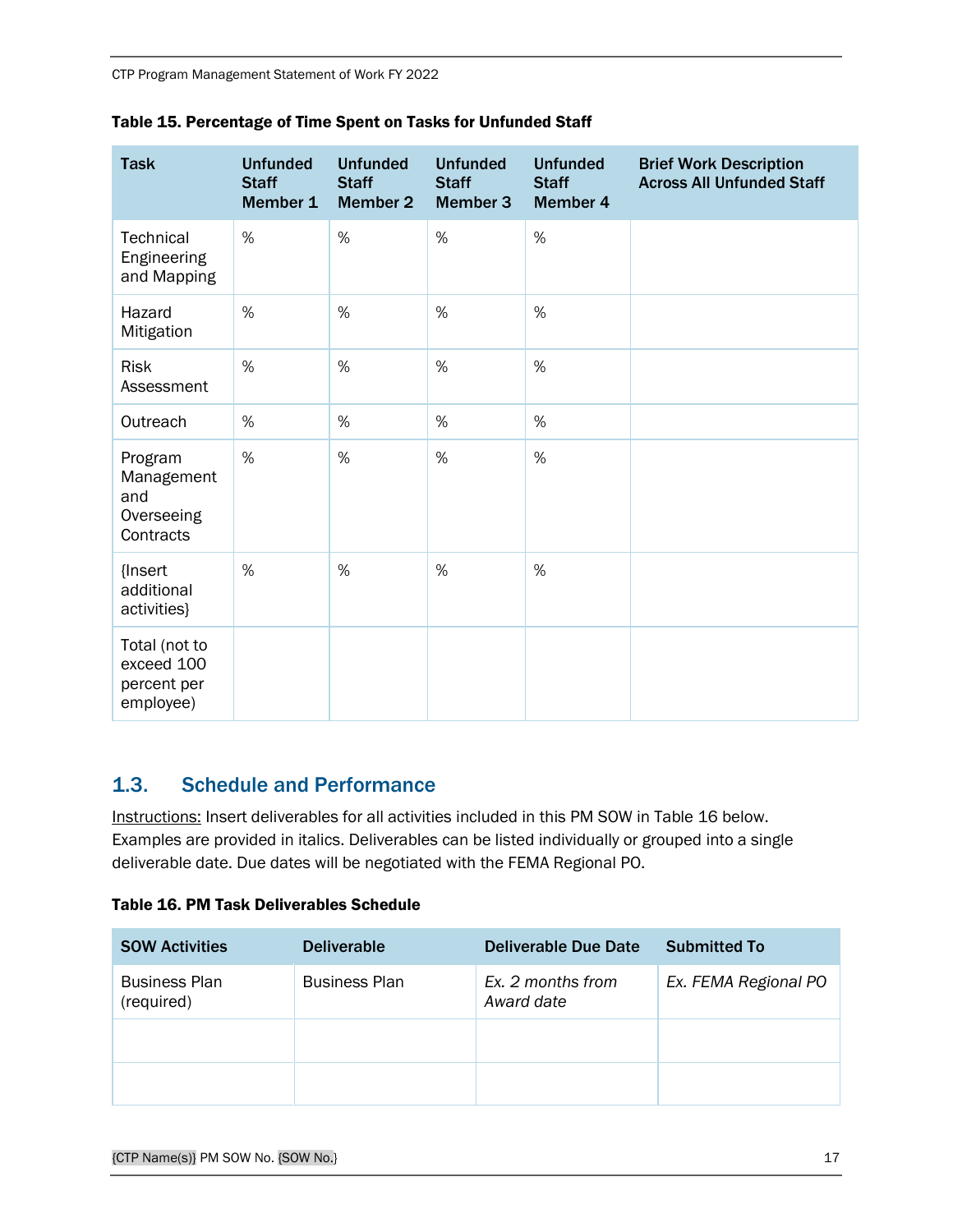**Table 15. Percentage of Time Spent on Tasks for Unfunded Staff**

| Task | Unfunded Staff Member 1 | Unfunded Staff Member 2 | Unfunded Staff Member 3 | Unfunded Staff Member 4 | Brief Work Description Across All Unfunded Staff |
|---|---|---|---|---|---|
| Technical Engineering and Mapping | % | % | % | % | |
| Hazard Mitigation | % | % | % | % | |
| Risk Assessment | % | % | % | % | |
| Outreach | % | % | % | % | |
| Program Management and Overseeing Contracts | % | % | % | % | |
| {Insert additional activities} | % | % | % | % | |
| Total (not to exceed 100 percent per employee) | | | | | |

## 1.3. Schedule and Performance

Instructions: Insert deliverables for all activities included in this PM SOW in Table 16 below. Examples are provided in italics. Deliverables can be listed individually or grouped into a single deliverable date. Due dates will be negotiated with the FEMA Regional PO.

**Table 16. PM Task Deliverables Schedule**

| SOW Activities | Deliverable | Deliverable Due Date | Submitted To |
|---|---|---|---|
| Business Plan (required) | Business Plan | *Ex. 2 months from Award date* | *Ex. FEMA Regional PO* |
| | | | |
| | | | |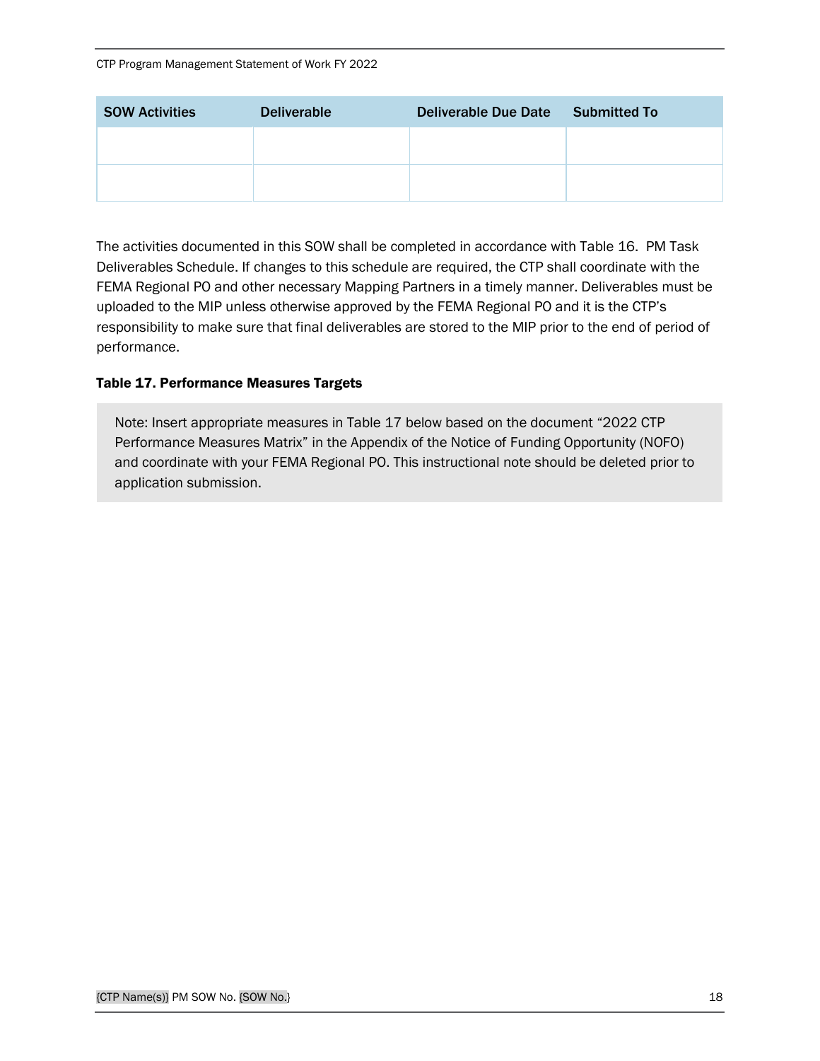| SOW Activities | Deliverable | Deliverable Due Date | Submitted To |
|---|---|---|---|
| | | | |
| | | | |

The activities documented in this SOW shall be completed in accordance with Table 16. PM Task Deliverables Schedule. If changes to this schedule are required, the CTP shall coordinate with the FEMA Regional PO and other necessary Mapping Partners in a timely manner. Deliverables must be uploaded to the MIP unless otherwise approved by the FEMA Regional PO and it is the CTP's responsibility to make sure that final deliverables are stored to the MIP prior to the end of period of performance.

**Table 17. Performance Measures Targets**

> Note: Insert appropriate measures in Table 17 below based on the document "2022 CTP Performance Measures Matrix" in the Appendix of the Notice of Funding Opportunity (NOFO) and coordinate with your FEMA Regional PO. This instructional note should be deleted prior to application submission.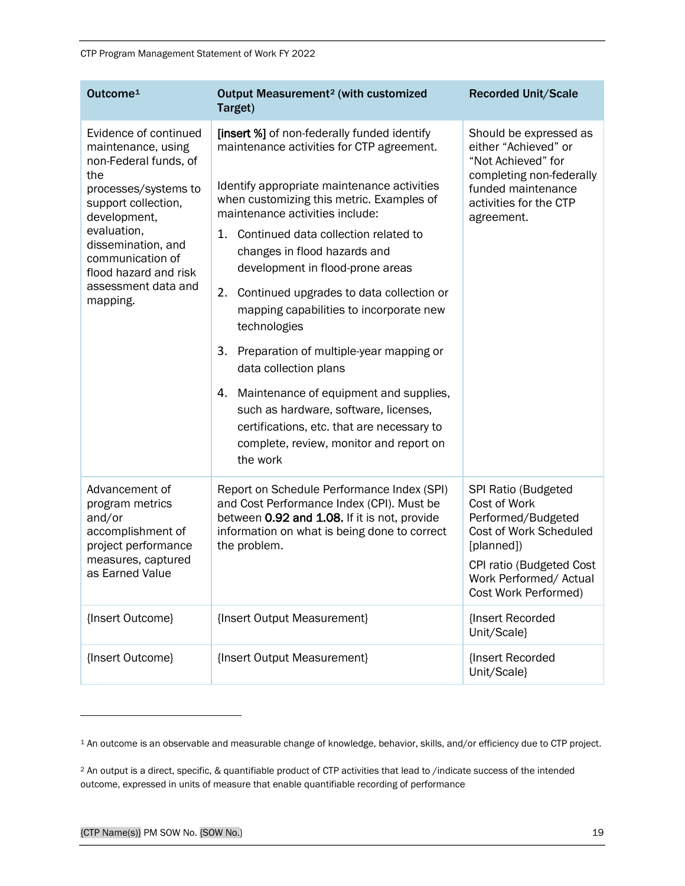| Outcome[1] | Output Measurement[2] (with customized Target) | Recorded Unit/Scale |
|---|---|---|
| Evidence of continued maintenance, using non-Federal funds, of the processes/systems to support collection, development, evaluation, dissemination, and communication of flood hazard and risk assessment data and mapping. | **[insert %]** of non-federally funded identify maintenance activities for CTP agreement.<br><br>Identify appropriate maintenance activities when customizing this metric. Examples of maintenance activities include:<br>1. Continued data collection related to changes in flood hazards and development in flood-prone areas<br>2. Continued upgrades to data collection or mapping capabilities to incorporate new technologies<br>3. Preparation of multiple-year mapping or data collection plans<br>4. Maintenance of equipment and supplies, such as hardware, software, licenses, certifications, etc. that are necessary to complete, review, monitor and report on the work | Should be expressed as either "Achieved" or "Not Achieved" for completing non-federally funded maintenance activities for the CTP agreement. |
| Advancement of program metrics and/or accomplishment of project performance measures, captured as Earned Value | Report on Schedule Performance Index (SPI) and Cost Performance Index (CPI). Must be between **0.92 and 1.08.** If it is not, provide information on what is being done to correct the problem. | SPI Ratio (Budgeted Cost of Work Performed/Budgeted Cost of Work Scheduled [planned])<br><br>CPI ratio (Budgeted Cost Work Performed/ Actual Cost Work Performed) |
| {Insert Outcome} | {Insert Output Measurement} | {Insert Recorded Unit/Scale} |
| {Insert Outcome} | {Insert Output Measurement} | {Insert Recorded Unit/Scale} |

[1] An outcome is an observable and measurable change of knowledge, behavior, skills, and/or efficiency due to CTP project.

[2] An output is a direct, specific, & quantifiable product of CTP activities that lead to /indicate success of the intended outcome, expressed in units of measure that enable quantifiable recording of performance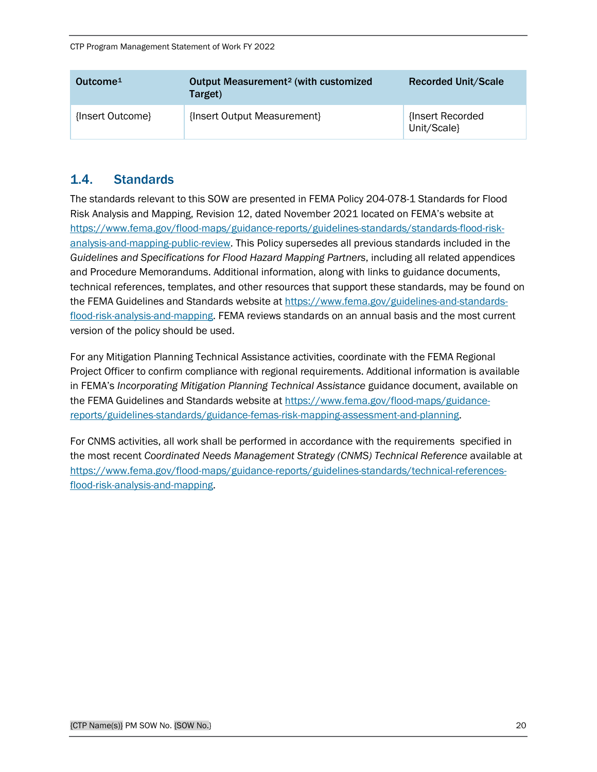| Outcome[1] | Output Measurement[2] (with customized Target) | Recorded Unit/Scale |
|---|---|---|
| {Insert Outcome} | {Insert Output Measurement} | {Insert Recorded Unit/Scale} |

## 1.4. Standards

The standards relevant to this SOW are presented in FEMA Policy 204-078-1 Standards for Flood Risk Analysis and Mapping, Revision 12, dated November 2021 located on FEMA's website at https://www.fema.gov/flood-maps/guidance-reports/guidelines-standards/standards-flood-risk-analysis-and-mapping-public-review. This Policy supersedes all previous standards included in the *Guidelines and Specifications for Flood Hazard Mapping Partners*, including all related appendices and Procedure Memorandums. Additional information, along with links to guidance documents, technical references, templates, and other resources that support these standards, may be found on the FEMA Guidelines and Standards website at https://www.fema.gov/guidelines-and-standards-flood-risk-analysis-and-mapping. FEMA reviews standards on an annual basis and the most current version of the policy should be used.

For any Mitigation Planning Technical Assistance activities, coordinate with the FEMA Regional Project Officer to confirm compliance with regional requirements. Additional information is available in FEMA's *Incorporating Mitigation Planning Technical Assistance* guidance document, available on the FEMA Guidelines and Standards website at https://www.fema.gov/flood-maps/guidance-reports/guidelines-standards/guidance-femas-risk-mapping-assessment-and-planning.

For CNMS activities, all work shall be performed in accordance with the requirements specified in the most recent *Coordinated Needs Management Strategy (CNMS) Technical Reference* available at https://www.fema.gov/flood-maps/guidance-reports/guidelines-standards/technical-references-flood-risk-analysis-and-mapping.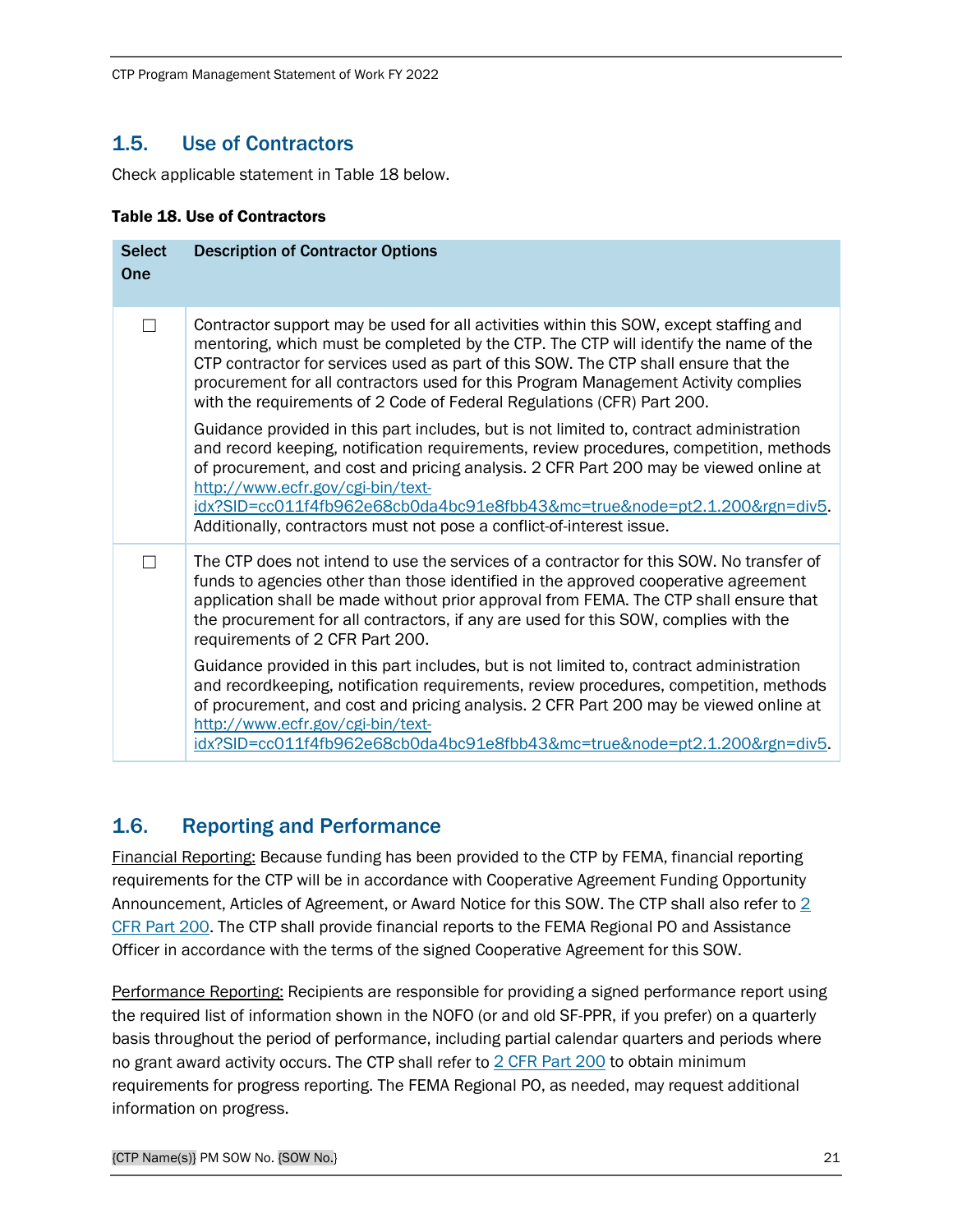## 1.5. Use of Contractors

Check applicable statement in Table 18 below.

**Table 18. Use of Contractors**

| Select One | Description of Contractor Options |
|---|---|
| ☐ | Contractor support may be used for all activities within this SOW, except staffing and mentoring, which must be completed by the CTP. The CTP will identify the name of the CTP contractor for services used as part of this SOW. The CTP shall ensure that the procurement for all contractors used for this Program Management Activity complies with the requirements of 2 Code of Federal Regulations (CFR) Part 200. Guidance provided in this part includes, but is not limited to, contract administration and record keeping, notification requirements, review procedures, competition, methods of procurement, and cost and pricing analysis. 2 CFR Part 200 may be viewed online at http://www.ecfr.gov/cgi-bin/text-idx?SID=cc011f4fb962e68cb0da4bc91e8fbb43&mc=true&node=pt2.1.200&rgn=div5. Additionally, contractors must not pose a conflict-of-interest issue. |
| ☐ | The CTP does not intend to use the services of a contractor for this SOW. No transfer of funds to agencies other than those identified in the approved cooperative agreement application shall be made without prior approval from FEMA. The CTP shall ensure that the procurement for all contractors, if any are used for this SOW, complies with the requirements of 2 CFR Part 200. Guidance provided in this part includes, but is not limited to, contract administration and recordkeeping, notification requirements, review procedures, competition, methods of procurement, and cost and pricing analysis. 2 CFR Part 200 may be viewed online at http://www.ecfr.gov/cgi-bin/text-idx?SID=cc011f4fb962e68cb0da4bc91e8fbb43&mc=true&node=pt2.1.200&rgn=div5. |

## 1.6. Reporting and Performance

Financial Reporting: Because funding has been provided to the CTP by FEMA, financial reporting requirements for the CTP will be in accordance with Cooperative Agreement Funding Opportunity Announcement, Articles of Agreement, or Award Notice for this SOW. The CTP shall also refer to 2 CFR Part 200. The CTP shall provide financial reports to the FEMA Regional PO and Assistance Officer in accordance with the terms of the signed Cooperative Agreement for this SOW.

Performance Reporting: Recipients are responsible for providing a signed performance report using the required list of information shown in the NOFO (or and old SF-PPR, if you prefer) on a quarterly basis throughout the period of performance, including partial calendar quarters and periods where no grant award activity occurs. The CTP shall refer to 2 CFR Part 200 to obtain minimum requirements for progress reporting. The FEMA Regional PO, as needed, may request additional information on progress.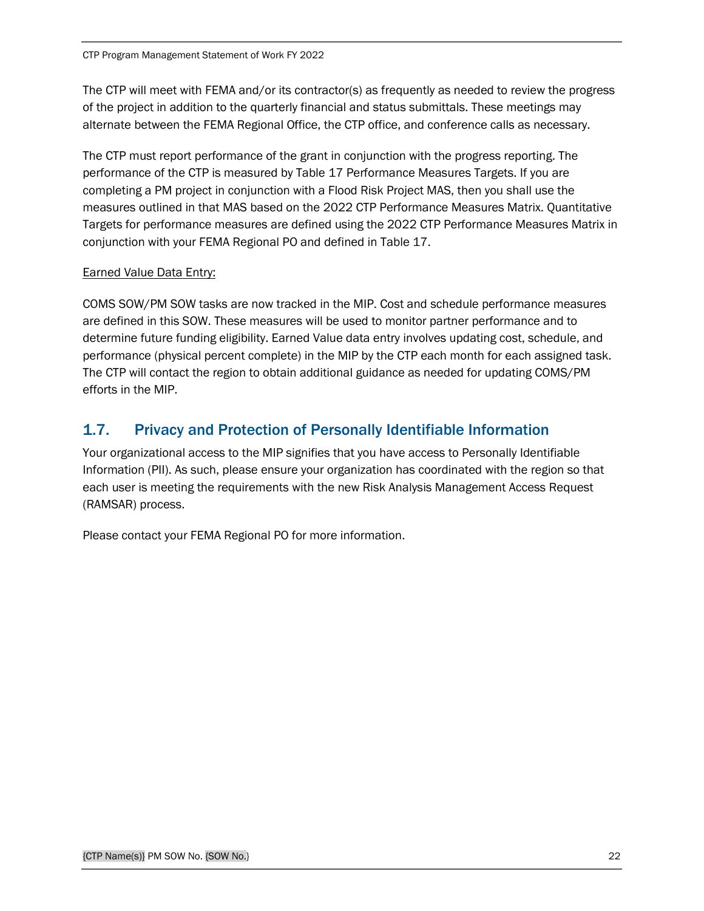The CTP will meet with FEMA and/or its contractor(s) as frequently as needed to review the progress of the project in addition to the quarterly financial and status submittals. These meetings may alternate between the FEMA Regional Office, the CTP office, and conference calls as necessary.

The CTP must report performance of the grant in conjunction with the progress reporting. The performance of the CTP is measured by Table 17 Performance Measures Targets. If you are completing a PM project in conjunction with a Flood Risk Project MAS, then you shall use the measures outlined in that MAS based on the 2022 CTP Performance Measures Matrix. Quantitative Targets for performance measures are defined using the 2022 CTP Performance Measures Matrix in conjunction with your FEMA Regional PO and defined in Table 17.

Earned Value Data Entry:

COMS SOW/PM SOW tasks are now tracked in the MIP. Cost and schedule performance measures are defined in this SOW. These measures will be used to monitor partner performance and to determine future funding eligibility. Earned Value data entry involves updating cost, schedule, and performance (physical percent complete) in the MIP by the CTP each month for each assigned task. The CTP will contact the region to obtain additional guidance as needed for updating COMS/PM efforts in the MIP.

## 1.7. Privacy and Protection of Personally Identifiable Information

Your organizational access to the MIP signifies that you have access to Personally Identifiable Information (PII). As such, please ensure your organization has coordinated with the region so that each user is meeting the requirements with the new Risk Analysis Management Access Request (RAMSAR) process.

Please contact your FEMA Regional PO for more information.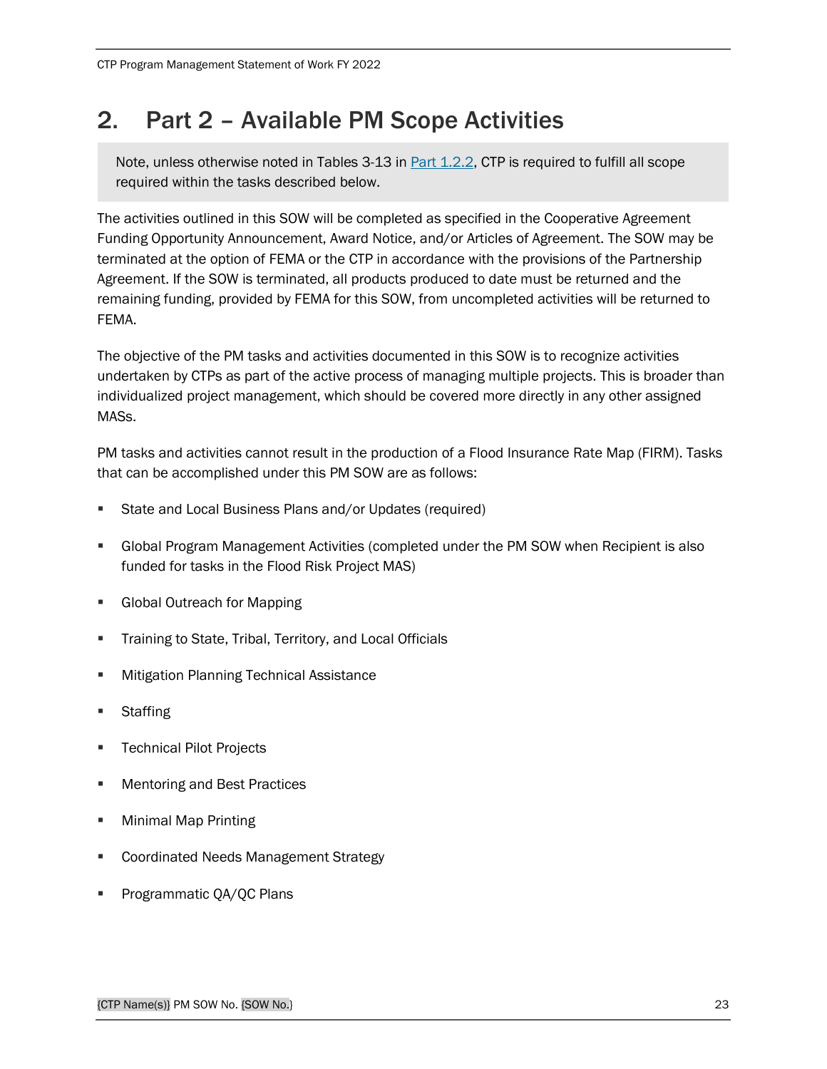# 2. Part 2 – Available PM Scope Activities

> Note, unless otherwise noted in Tables 3-13 in Part 1.2.2, CTP is required to fulfill all scope required within the tasks described below.

The activities outlined in this SOW will be completed as specified in the Cooperative Agreement Funding Opportunity Announcement, Award Notice, and/or Articles of Agreement. The SOW may be terminated at the option of FEMA or the CTP in accordance with the provisions of the Partnership Agreement. If the SOW is terminated, all products produced to date must be returned and the remaining funding, provided by FEMA for this SOW, from uncompleted activities will be returned to FEMA.

The objective of the PM tasks and activities documented in this SOW is to recognize activities undertaken by CTPs as part of the active process of managing multiple projects. This is broader than individualized project management, which should be covered more directly in any other assigned MASs.

PM tasks and activities cannot result in the production of a Flood Insurance Rate Map (FIRM). Tasks that can be accomplished under this PM SOW are as follows:

- State and Local Business Plans and/or Updates (required)
- Global Program Management Activities (completed under the PM SOW when Recipient is also funded for tasks in the Flood Risk Project MAS)
- Global Outreach for Mapping
- Training to State, Tribal, Territory, and Local Officials
- Mitigation Planning Technical Assistance
- Staffing
- Technical Pilot Projects
- Mentoring and Best Practices
- Minimal Map Printing
- Coordinated Needs Management Strategy
- Programmatic QA/QC Plans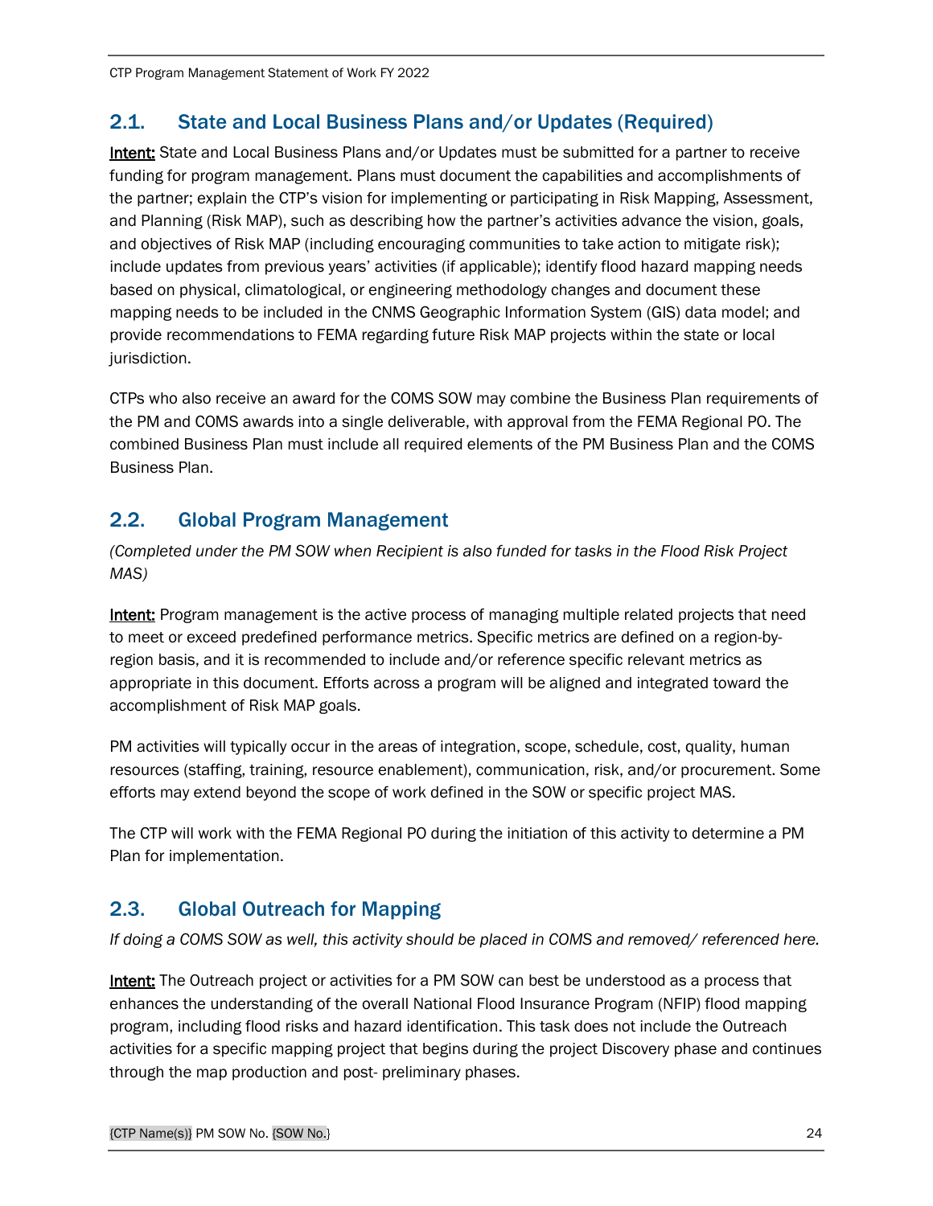## 2.1. State and Local Business Plans and/or Updates (Required)

**Intent:** State and Local Business Plans and/or Updates must be submitted for a partner to receive funding for program management. Plans must document the capabilities and accomplishments of the partner; explain the CTP's vision for implementing or participating in Risk Mapping, Assessment, and Planning (Risk MAP), such as describing how the partner's activities advance the vision, goals, and objectives of Risk MAP (including encouraging communities to take action to mitigate risk); include updates from previous years' activities (if applicable); identify flood hazard mapping needs based on physical, climatological, or engineering methodology changes and document these mapping needs to be included in the CNMS Geographic Information System (GIS) data model; and provide recommendations to FEMA regarding future Risk MAP projects within the state or local jurisdiction.

CTPs who also receive an award for the COMS SOW may combine the Business Plan requirements of the PM and COMS awards into a single deliverable, with approval from the FEMA Regional PO. The combined Business Plan must include all required elements of the PM Business Plan and the COMS Business Plan.

## 2.2. Global Program Management

*(Completed under the PM SOW when Recipient is also funded for tasks in the Flood Risk Project MAS)*

**Intent:** Program management is the active process of managing multiple related projects that need to meet or exceed predefined performance metrics. Specific metrics are defined on a region-by-region basis, and it is recommended to include and/or reference specific relevant metrics as appropriate in this document. Efforts across a program will be aligned and integrated toward the accomplishment of Risk MAP goals.

PM activities will typically occur in the areas of integration, scope, schedule, cost, quality, human resources (staffing, training, resource enablement), communication, risk, and/or procurement. Some efforts may extend beyond the scope of work defined in the SOW or specific project MAS.

The CTP will work with the FEMA Regional PO during the initiation of this activity to determine a PM Plan for implementation.

## 2.3. Global Outreach for Mapping

*If doing a COMS SOW as well, this activity should be placed in COMS and removed/ referenced here.*

**Intent:** The Outreach project or activities for a PM SOW can best be understood as a process that enhances the understanding of the overall National Flood Insurance Program (NFIP) flood mapping program, including flood risks and hazard identification. This task does not include the Outreach activities for a specific mapping project that begins during the project Discovery phase and continues through the map production and post- preliminary phases.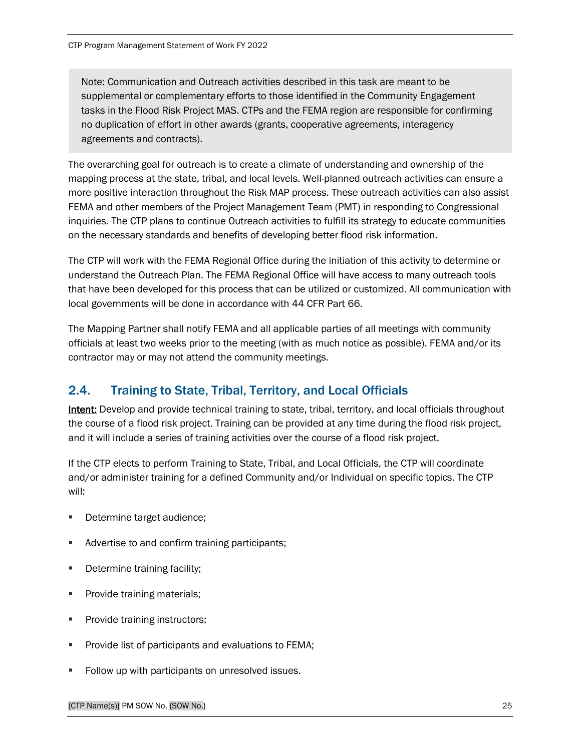> Note: Communication and Outreach activities described in this task are meant to be supplemental or complementary efforts to those identified in the Community Engagement tasks in the Flood Risk Project MAS. CTPs and the FEMA region are responsible for confirming no duplication of effort in other awards (grants, cooperative agreements, interagency agreements and contracts).

The overarching goal for outreach is to create a climate of understanding and ownership of the mapping process at the state, tribal, and local levels. Well-planned outreach activities can ensure a more positive interaction throughout the Risk MAP process. These outreach activities can also assist FEMA and other members of the Project Management Team (PMT) in responding to Congressional inquiries. The CTP plans to continue Outreach activities to fulfill its strategy to educate communities on the necessary standards and benefits of developing better flood risk information.

The CTP will work with the FEMA Regional Office during the initiation of this activity to determine or understand the Outreach Plan. The FEMA Regional Office will have access to many outreach tools that have been developed for this process that can be utilized or customized. All communication with local governments will be done in accordance with 44 CFR Part 66.

The Mapping Partner shall notify FEMA and all applicable parties of all meetings with community officials at least two weeks prior to the meeting (with as much notice as possible). FEMA and/or its contractor may or may not attend the community meetings.

## 2.4. Training to State, Tribal, Territory, and Local Officials

**Intent:** Develop and provide technical training to state, tribal, territory, and local officials throughout the course of a flood risk project. Training can be provided at any time during the flood risk project, and it will include a series of training activities over the course of a flood risk project.

If the CTP elects to perform Training to State, Tribal, and Local Officials, the CTP will coordinate and/or administer training for a defined Community and/or Individual on specific topics. The CTP will:

- Determine target audience;
- Advertise to and confirm training participants;
- Determine training facility;
- Provide training materials;
- Provide training instructors;
- Provide list of participants and evaluations to FEMA;
- Follow up with participants on unresolved issues.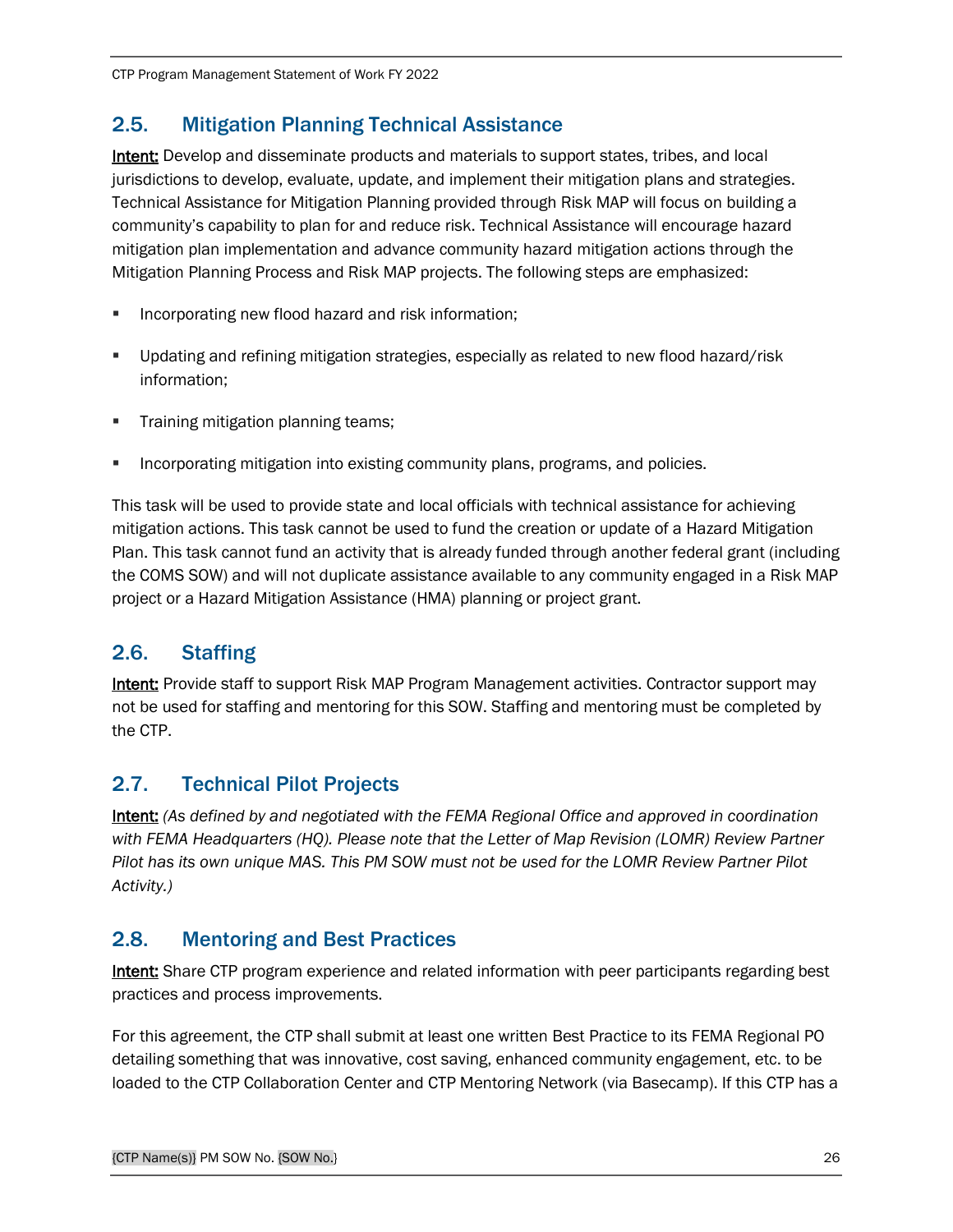## 2.5. Mitigation Planning Technical Assistance

**Intent:** Develop and disseminate products and materials to support states, tribes, and local jurisdictions to develop, evaluate, update, and implement their mitigation plans and strategies. Technical Assistance for Mitigation Planning provided through Risk MAP will focus on building a community's capability to plan for and reduce risk. Technical Assistance will encourage hazard mitigation plan implementation and advance community hazard mitigation actions through the Mitigation Planning Process and Risk MAP projects. The following steps are emphasized:

- Incorporating new flood hazard and risk information;
- Updating and refining mitigation strategies, especially as related to new flood hazard/risk information;
- Training mitigation planning teams;
- Incorporating mitigation into existing community plans, programs, and policies.

This task will be used to provide state and local officials with technical assistance for achieving mitigation actions. This task cannot be used to fund the creation or update of a Hazard Mitigation Plan. This task cannot fund an activity that is already funded through another federal grant (including the COMS SOW) and will not duplicate assistance available to any community engaged in a Risk MAP project or a Hazard Mitigation Assistance (HMA) planning or project grant.

## 2.6. Staffing

**Intent:** Provide staff to support Risk MAP Program Management activities. Contractor support may not be used for staffing and mentoring for this SOW. Staffing and mentoring must be completed by the CTP.

## 2.7. Technical Pilot Projects

**Intent:** *(As defined by and negotiated with the FEMA Regional Office and approved in coordination with FEMA Headquarters (HQ). Please note that the Letter of Map Revision (LOMR) Review Partner Pilot has its own unique MAS. This PM SOW must not be used for the LOMR Review Partner Pilot Activity.)*

## 2.8. Mentoring and Best Practices

**Intent:** Share CTP program experience and related information with peer participants regarding best practices and process improvements.

For this agreement, the CTP shall submit at least one written Best Practice to its FEMA Regional PO detailing something that was innovative, cost saving, enhanced community engagement, etc. to be loaded to the CTP Collaboration Center and CTP Mentoring Network (via Basecamp). If this CTP has a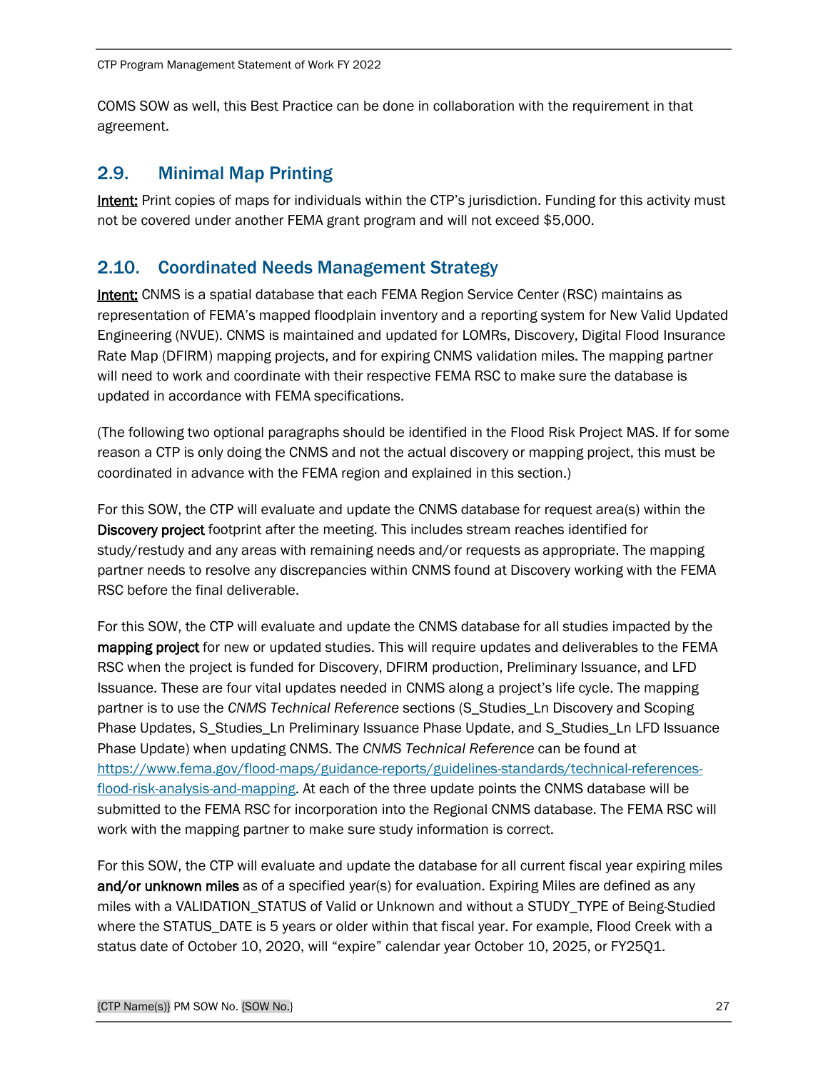COMS SOW as well, this Best Practice can be done in collaboration with the requirement in that agreement.

## 2.9. Minimal Map Printing

Intent: Print copies of maps for individuals within the CTP's jurisdiction. Funding for this activity must not be covered under another FEMA grant program and will not exceed $5,000.

## 2.10. Coordinated Needs Management Strategy

Intent: CNMS is a spatial database that each FEMA Region Service Center (RSC) maintains as representation of FEMA's mapped floodplain inventory and a reporting system for New Valid Updated Engineering (NVUE). CNMS is maintained and updated for LOMRs, Discovery, Digital Flood Insurance Rate Map (DFIRM) mapping projects, and for expiring CNMS validation miles. The mapping partner will need to work and coordinate with their respective FEMA RSC to make sure the database is updated in accordance with FEMA specifications.

(The following two optional paragraphs should be identified in the Flood Risk Project MAS. If for some reason a CTP is only doing the CNMS and not the actual discovery or mapping project, this must be coordinated in advance with the FEMA region and explained in this section.)

For this SOW, the CTP will evaluate and update the CNMS database for request area(s) within the **Discovery project** footprint after the meeting. This includes stream reaches identified for study/restudy and any areas with remaining needs and/or requests as appropriate. The mapping partner needs to resolve any discrepancies within CNMS found at Discovery working with the FEMA RSC before the final deliverable.

For this SOW, the CTP will evaluate and update the CNMS database for all studies impacted by the **mapping project** for new or updated studies. This will require updates and deliverables to the FEMA RSC when the project is funded for Discovery, DFIRM production, Preliminary Issuance, and LFD Issuance. These are four vital updates needed in CNMS along a project's life cycle. The mapping partner is to use the *CNMS Technical Reference* sections (S_Studies_Ln Discovery and Scoping Phase Updates, S_Studies_Ln Preliminary Issuance Phase Update, and S_Studies_Ln LFD Issuance Phase Update) when updating CNMS. The *CNMS Technical Reference* can be found at [https://www.fema.gov/flood-maps/guidance-reports/guidelines-standards/technical-references-flood-risk-analysis-and-mapping](https://www.fema.gov/flood-maps/guidance-reports/guidelines-standards/technical-references-flood-risk-analysis-and-mapping). At each of the three update points the CNMS database will be submitted to the FEMA RSC for incorporation into the Regional CNMS database. The FEMA RSC will work with the mapping partner to make sure study information is correct.

For this SOW, the CTP will evaluate and update the database for all current fiscal year expiring miles **and/or unknown miles** as of a specified year(s) for evaluation. Expiring Miles are defined as any miles with a VALIDATION_STATUS of Valid or Unknown and without a STUDY_TYPE of Being-Studied where the STATUS_DATE is 5 years or older within that fiscal year. For example, Flood Creek with a status date of October 10, 2020, will "expire" calendar year October 10, 2025, or FY25Q1.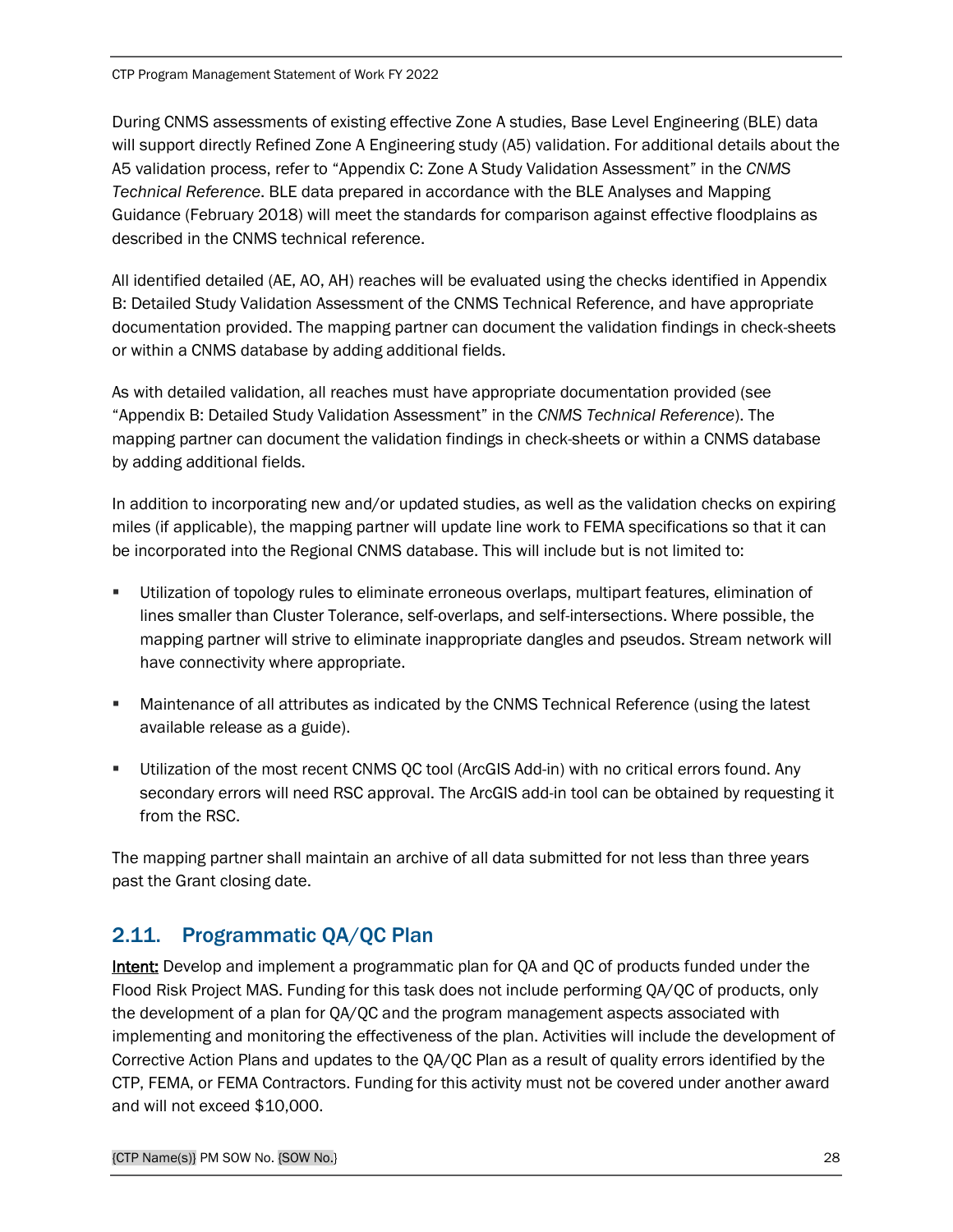During CNMS assessments of existing effective Zone A studies, Base Level Engineering (BLE) data will support directly Refined Zone A Engineering study (A5) validation. For additional details about the A5 validation process, refer to "Appendix C: Zone A Study Validation Assessment" in the *CNMS Technical Reference*. BLE data prepared in accordance with the BLE Analyses and Mapping Guidance (February 2018) will meet the standards for comparison against effective floodplains as described in the CNMS technical reference.

All identified detailed (AE, AO, AH) reaches will be evaluated using the checks identified in Appendix B: Detailed Study Validation Assessment of the CNMS Technical Reference, and have appropriate documentation provided. The mapping partner can document the validation findings in check-sheets or within a CNMS database by adding additional fields.

As with detailed validation, all reaches must have appropriate documentation provided (see "Appendix B: Detailed Study Validation Assessment" in the *CNMS Technical Reference*). The mapping partner can document the validation findings in check-sheets or within a CNMS database by adding additional fields.

In addition to incorporating new and/or updated studies, as well as the validation checks on expiring miles (if applicable), the mapping partner will update line work to FEMA specifications so that it can be incorporated into the Regional CNMS database. This will include but is not limited to:

- Utilization of topology rules to eliminate erroneous overlaps, multipart features, elimination of lines smaller than Cluster Tolerance, self-overlaps, and self-intersections. Where possible, the mapping partner will strive to eliminate inappropriate dangles and pseudos. Stream network will have connectivity where appropriate.
- Maintenance of all attributes as indicated by the CNMS Technical Reference (using the latest available release as a guide).
- Utilization of the most recent CNMS QC tool (ArcGIS Add-in) with no critical errors found. Any secondary errors will need RSC approval. The ArcGIS add-in tool can be obtained by requesting it from the RSC.

The mapping partner shall maintain an archive of all data submitted for not less than three years past the Grant closing date.

## 2.11. Programmatic QA/QC Plan

**Intent:** Develop and implement a programmatic plan for QA and QC of products funded under the Flood Risk Project MAS. Funding for this task does not include performing QA/QC of products, only the development of a plan for QA/QC and the program management aspects associated with implementing and monitoring the effectiveness of the plan. Activities will include the development of Corrective Action Plans and updates to the QA/QC Plan as a result of quality errors identified by the CTP, FEMA, or FEMA Contractors. Funding for this activity must not be covered under another award and will not exceed $10,000.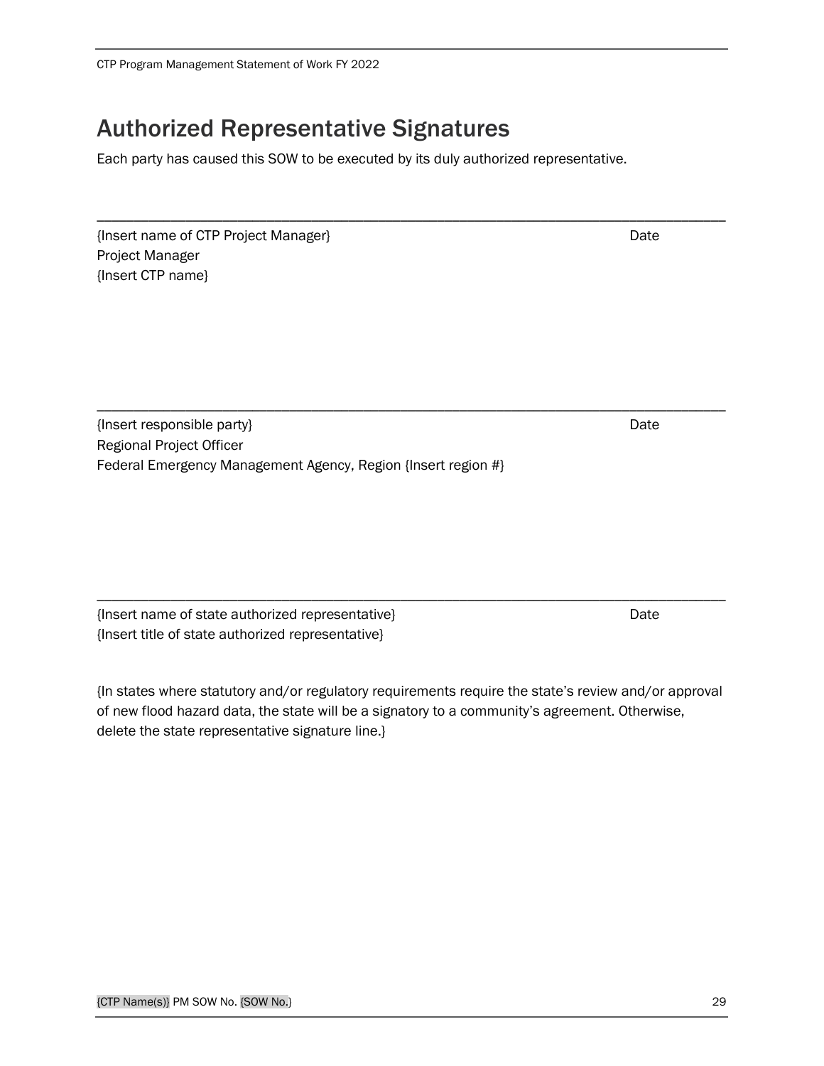# Authorized Representative Signatures

Each party has caused this SOW to be executed by its duly authorized representative.

\_\_\_\_\_\_\_\_\_\_\_\_\_\_\_\_\_\_\_\_\_\_\_\_\_\_\_\_\_\_\_\_\_\_\_\_\_\_\_\_\_\_\_\_\_\_\_\_\_\_\_\_\_\_\_\_\_\_\_\_\_\_\_\_\_\_\_\_\_\_\_\_\_\_\_\_

{Insert name of CTP Project Manager} Date
Project Manager
{Insert CTP name}

\_\_\_\_\_\_\_\_\_\_\_\_\_\_\_\_\_\_\_\_\_\_\_\_\_\_\_\_\_\_\_\_\_\_\_\_\_\_\_\_\_\_\_\_\_\_\_\_\_\_\_\_\_\_\_\_\_\_\_\_\_\_\_\_\_\_\_\_\_\_\_\_\_\_\_\_

{Insert responsible party} Date
Regional Project Officer
Federal Emergency Management Agency, Region {Insert region #}

\_\_\_\_\_\_\_\_\_\_\_\_\_\_\_\_\_\_\_\_\_\_\_\_\_\_\_\_\_\_\_\_\_\_\_\_\_\_\_\_\_\_\_\_\_\_\_\_\_\_\_\_\_\_\_\_\_\_\_\_\_\_\_\_\_\_\_\_\_\_\_\_\_\_\_\_

{Insert name of state authorized representative} Date
{Insert title of state authorized representative}

{In states where statutory and/or regulatory requirements require the state's review and/or approval of new flood hazard data, the state will be a signatory to a community's agreement. Otherwise, delete the state representative signature line.}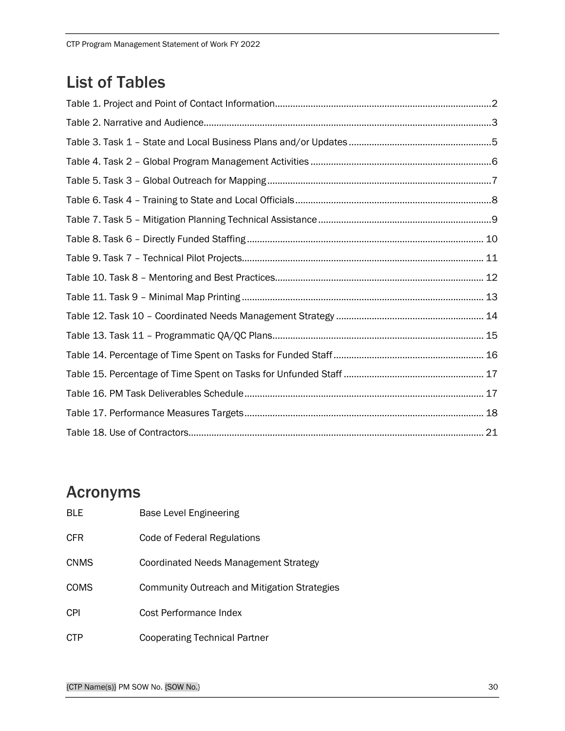# List of Tables

Table 1. Project and Point of Contact Information....................................................................................2

Table 2. Narrative and Audience................................................................................................................3

Table 3. Task 1 – State and Local Business Plans and/or Updates .......................................................5

Table 4. Task 2 – Global Program Management Activities ......................................................................6

Table 5. Task 3 – Global Outreach for Mapping.......................................................................................7

Table 6. Task 4 – Training to State and Local Officials............................................................................8

Table 7. Task 5 – Mitigation Planning Technical Assistance...................................................................9

Table 8. Task 6 – Directly Funded Staffing ........................................................................................... 10

Table 9. Task 7 – Technical Pilot Projects............................................................................................. 11

Table 10. Task 8 – Mentoring and Best Practices................................................................................. 12

Table 11. Task 9 – Minimal Map Printing .............................................................................................. 13

Table 12. Task 10 – Coordinated Needs Management Strategy ......................................................... 14

Table 13. Task 11 – Programmatic QA/QC Plans.................................................................................. 15

Table 14. Percentage of Time Spent on Tasks for Funded Staff .......................................................... 16

Table 15. Percentage of Time Spent on Tasks for Unfunded Staff ...................................................... 17

Table 16. PM Task Deliverables Schedule............................................................................................. 17

Table 17. Performance Measures Targets............................................................................................. 18

Table 18. Use of Contractors.................................................................................................................. 21

# Acronyms

| | |
|---|---|
| BLE | Base Level Engineering |
| CFR | Code of Federal Regulations |
| CNMS | Coordinated Needs Management Strategy |
| COMS | Community Outreach and Mitigation Strategies |
| CPI | Cost Performance Index |
| CTP | Cooperating Technical Partner |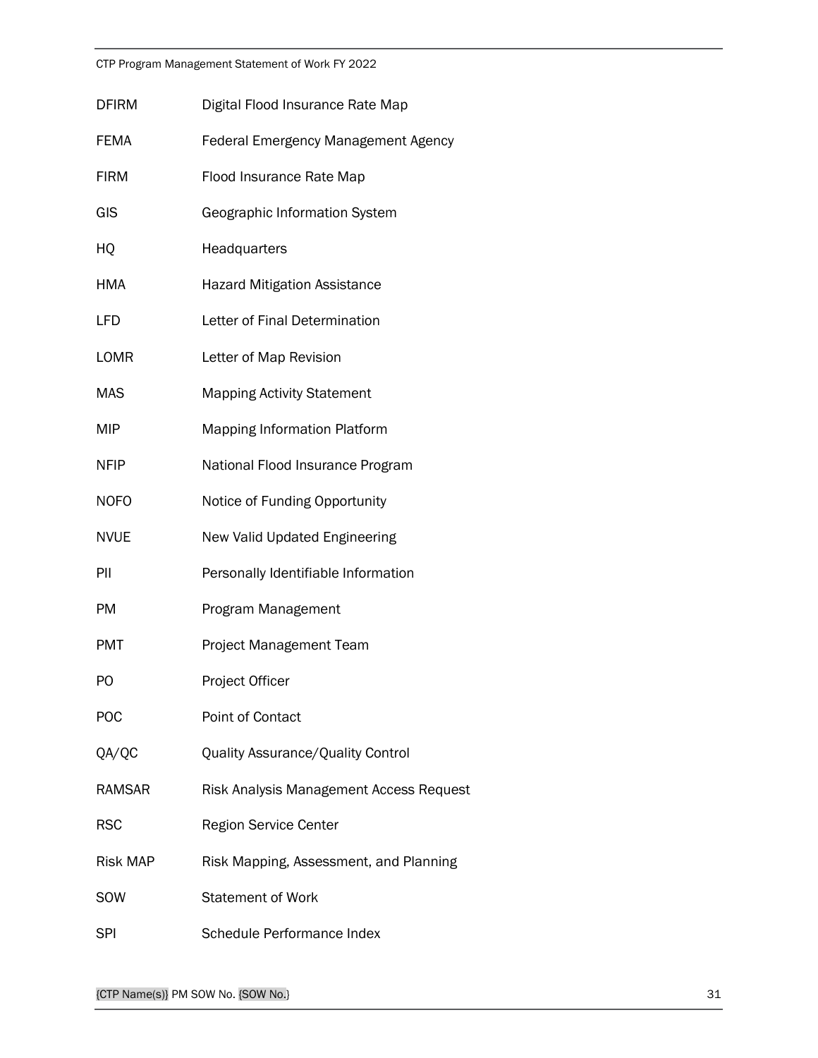| | |
|---|---|
| DFIRM | Digital Flood Insurance Rate Map |
| FEMA | Federal Emergency Management Agency |
| FIRM | Flood Insurance Rate Map |
| GIS | Geographic Information System |
| HQ | Headquarters |
| HMA | Hazard Mitigation Assistance |
| LFD | Letter of Final Determination |
| LOMR | Letter of Map Revision |
| MAS | Mapping Activity Statement |
| MIP | Mapping Information Platform |
| NFIP | National Flood Insurance Program |
| NOFO | Notice of Funding Opportunity |
| NVUE | New Valid Updated Engineering |
| PII | Personally Identifiable Information |
| PM | Program Management |
| PMT | Project Management Team |
| PO | Project Officer |
| POC | Point of Contact |
| QA/QC | Quality Assurance/Quality Control |
| RAMSAR | Risk Analysis Management Access Request |
| RSC | Region Service Center |
| Risk MAP | Risk Mapping, Assessment, and Planning |
| SOW | Statement of Work |
| SPI | Schedule Performance Index |